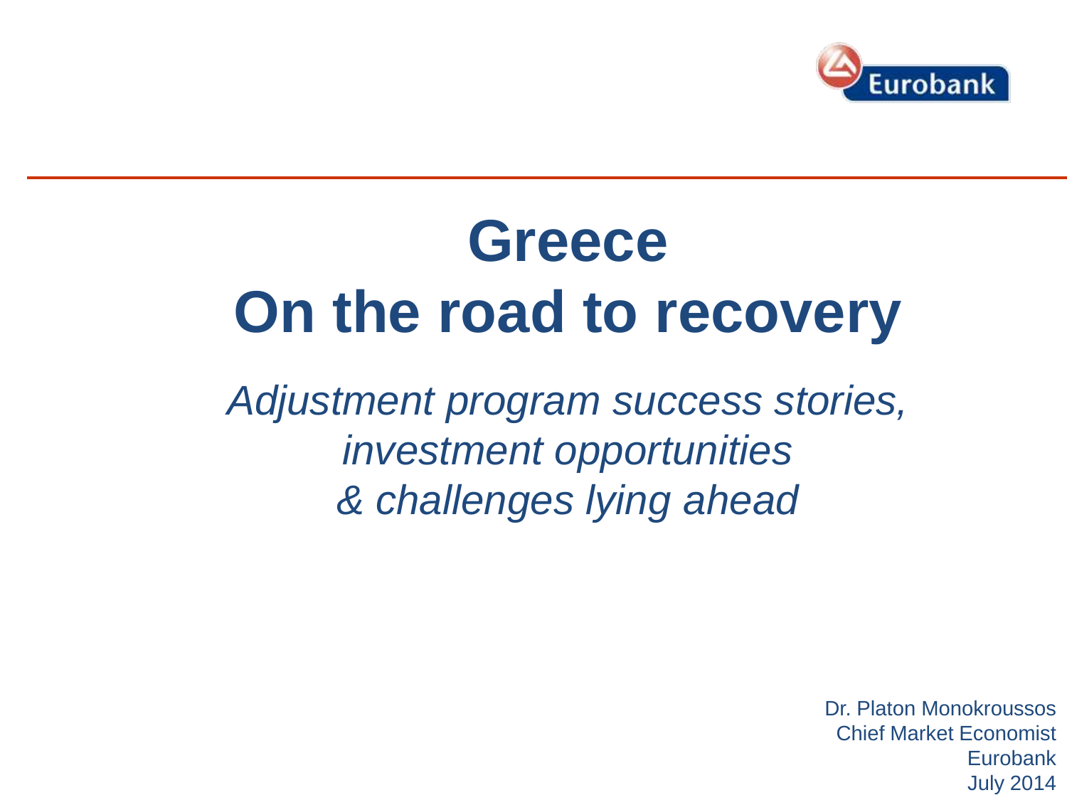# Greece
# On the road to recovery

*Adjustment program success stories,*
*investment opportunities*
*& challenges lying ahead*

Dr. Platon Monokroussos
Chief Market Economist
Eurobank
July 2014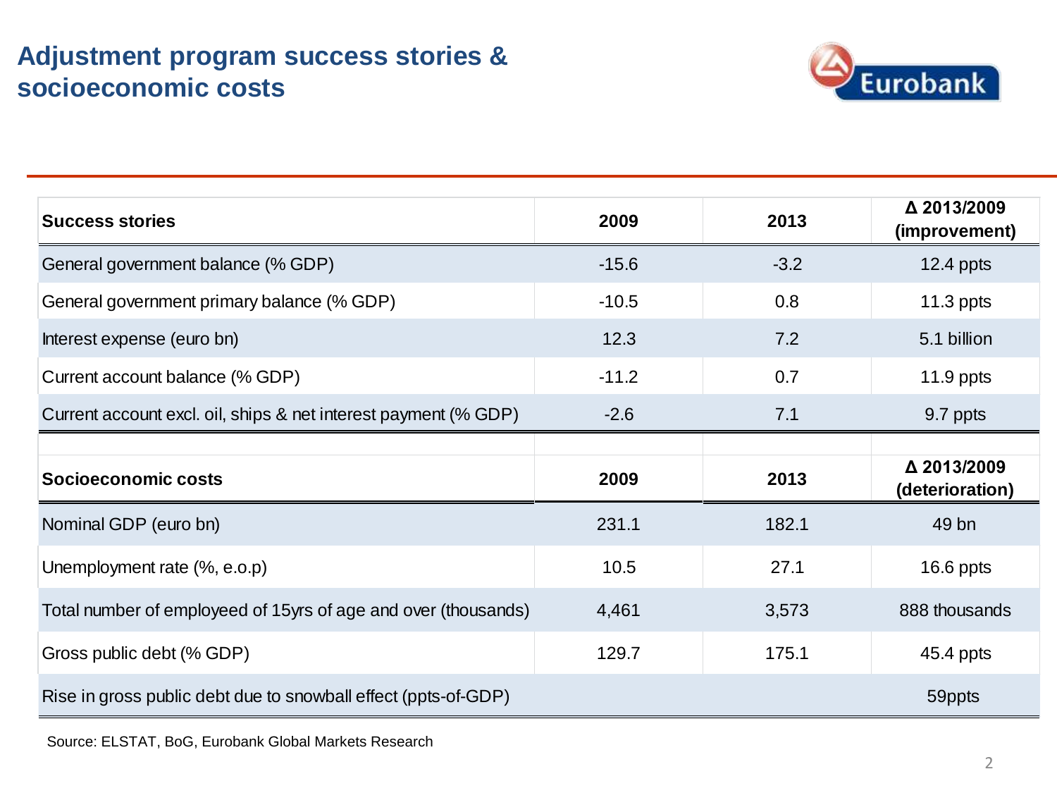# Adjustment program success stories & socioeconomic costs

| Success stories | 2009 | 2013 | Δ 2013/2009 (improvement) |
|---|---|---|---|
| General government balance (% GDP) | -15.6 | -3.2 | 12.4 ppts |
| General government primary balance (% GDP) | -10.5 | 0.8 | 11.3 ppts |
| Interest expense (euro bn) | 12.3 | 7.2 | 5.1 billion |
| Current account balance (% GDP) | -11.2 | 0.7 | 11.9 ppts |
| Current account excl. oil, ships & net interest payment (% GDP) | -2.6 | 7.1 | 9.7 ppts |
| | | | |
| **Socioeconomic costs** | **2009** | **2013** | **Δ 2013/2009 (deterioration)** |
| Nominal GDP (euro bn) | 231.1 | 182.1 | 49 bn |
| Unemployment rate (%, e.o.p) | 10.5 | 27.1 | 16.6 ppts |
| Total number of employeed of 15yrs of age and over (thousands) | 4,461 | 3,573 | 888 thousands |
| Gross public debt (% GDP) | 129.7 | 175.1 | 45.4 ppts |
| Rise in gross public debt due to snowball effect (ppts-of-GDP) | | | 59ppts |

Source: ELSTAT, BoG, Eurobank Global Markets Research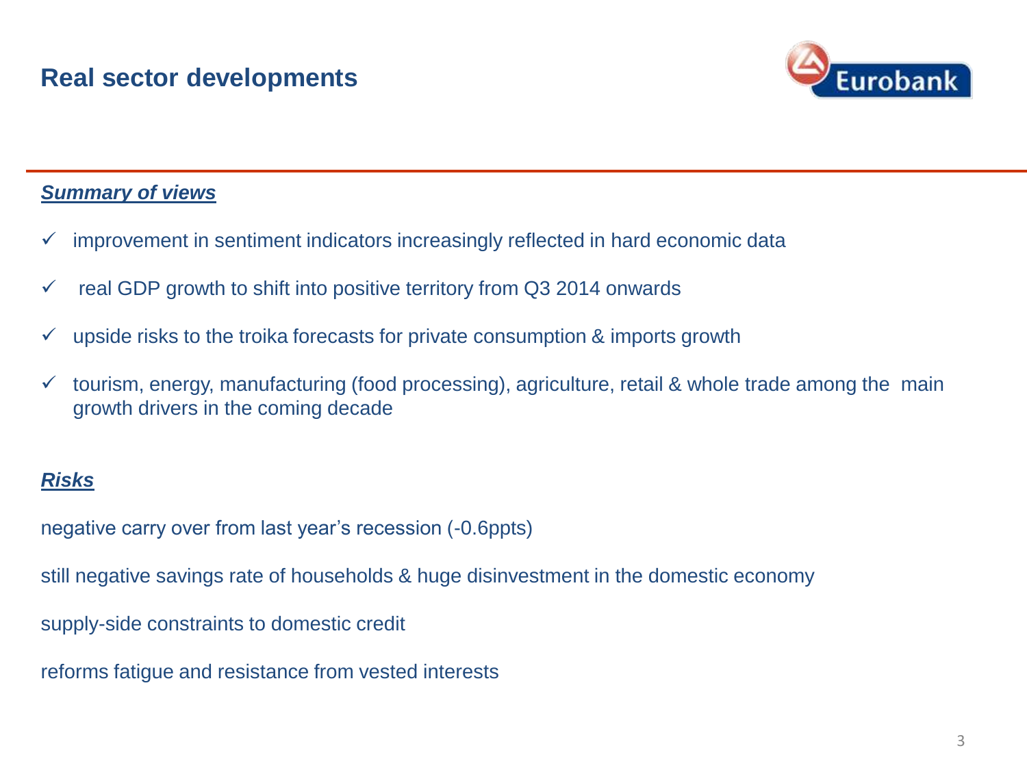# Real sector developments

***Summary of views***

- ✓ improvement in sentiment indicators increasingly reflected in hard economic data
- ✓ real GDP growth to shift into positive territory from Q3 2014 onwards
- ✓ upside risks to the troika forecasts for private consumption & imports growth
- ✓ tourism, energy, manufacturing (food processing), agriculture, retail & whole trade among the main growth drivers in the coming decade

***Risks***

negative carry over from last year's recession (-0.6ppts)

still negative savings rate of households & huge disinvestment in the domestic economy

supply-side constraints to domestic credit

reforms fatigue and resistance from vested interests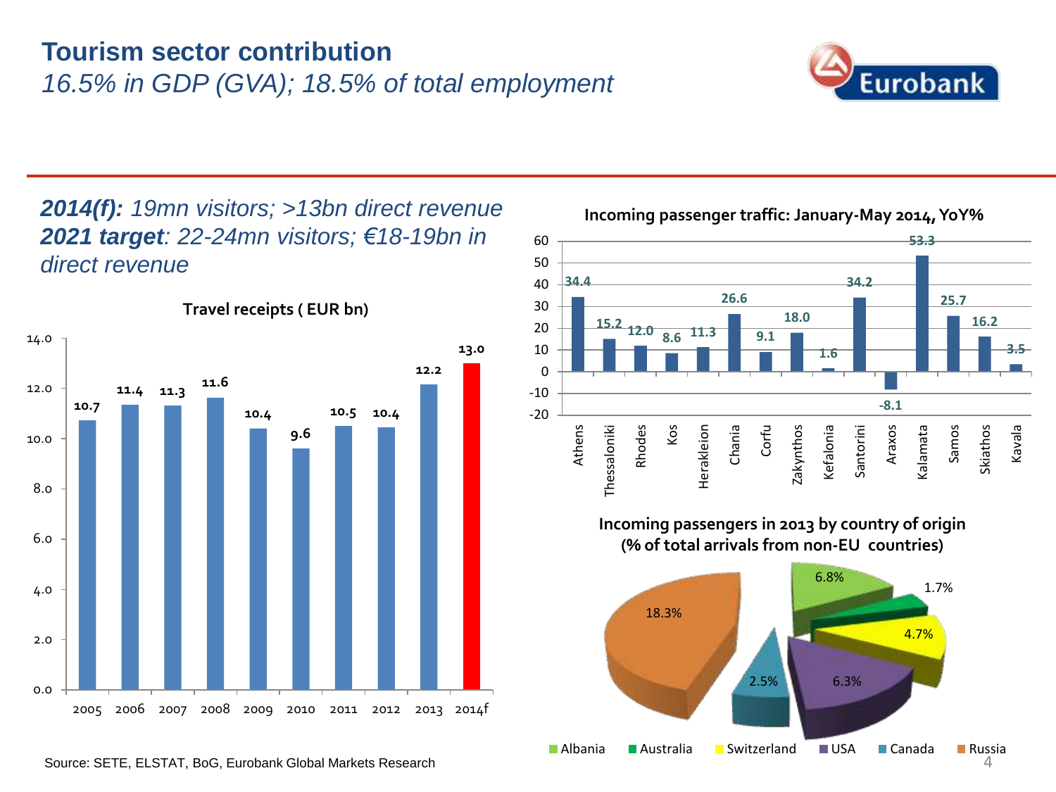# Tourism sector contribution

*16.5% in GDP (GVA); 18.5% of total employment*

***2014(f):*** *19mn visitors; >13bn direct revenue*
***2021 target****: 22-24mn visitors; €18-19bn in direct revenue*

**Travel receipts ( EUR bn)**

| 2005 | 2006 | 2007 | 2008 | 2009 | 2010 | 2011 | 2012 | 2013 | 2014f |
|---|---|---|---|---|---|---|---|---|---|
| 10.7 | 11.4 | 11.3 | 11.6 | 10.4 | 9.6 | 10.5 | 10.4 | 12.2 | 13.0 |

**Incoming passenger traffic: January-May 2014, YoY%**

| Athens | Thessaloniki | Rhodes | Kos | Herakleion | Chania | Corfu | Zakynthos | Kefalonia | Santorini | Araxos | Kalamata | Samos | Skiathos | Kavala |
|---|---|---|---|---|---|---|---|---|---|---|---|---|---|---|
| 34.4 | 15.2 | 12.0 | 8.6 | 11.3 | 26.6 | 9.1 | 18.0 | 1.6 | 34.2 | -8.1 | 53.3 | 25.7 | 16.2 | 3.5 |

**Incoming passengers in 2013 by country of origin (% of total arrivals from non-EU countries)**

| Albania | Australia | Switzerland | USA | Canada | Russia |
|---|---|---|---|---|---|
| 6.8% | 1.7% | 4.7% | 6.3% | 2.5% | 18.3% |

Source: SETE, ELSTAT, BoG, Eurobank Global Markets Research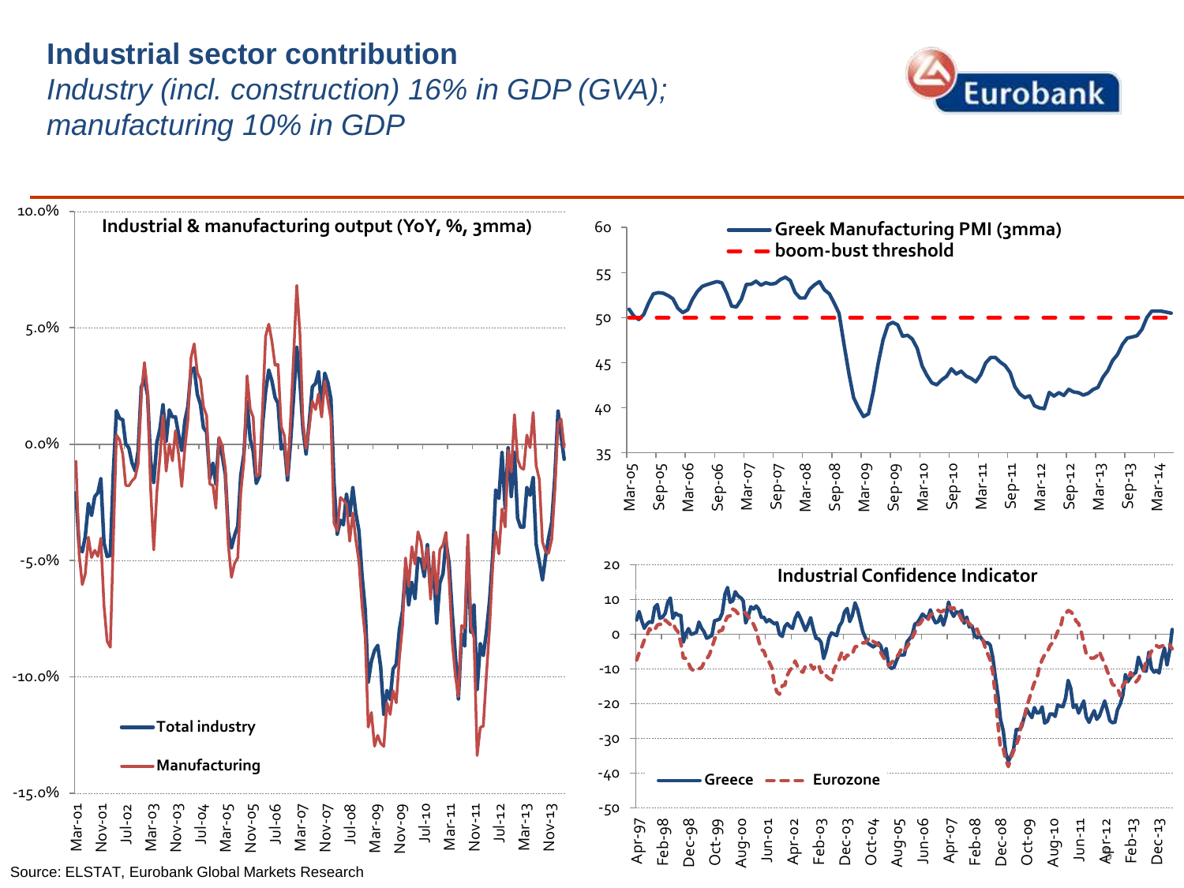# Industrial sector contribution

*Industry (incl. construction) 16% in GDP (GVA); manufacturing 10% in GDP*

**Industrial & manufacturing output (YoY, %, 3mma)**

- Total industry
- Manufacturing

**Greek Manufacturing PMI (3mma)**

- Greek Manufacturing PMI (3mma)
- boom-bust threshold

**Industrial Confidence Indicator**

- Greece
- Eurozone

Source: ELSTAT, Eurobank Global Markets Research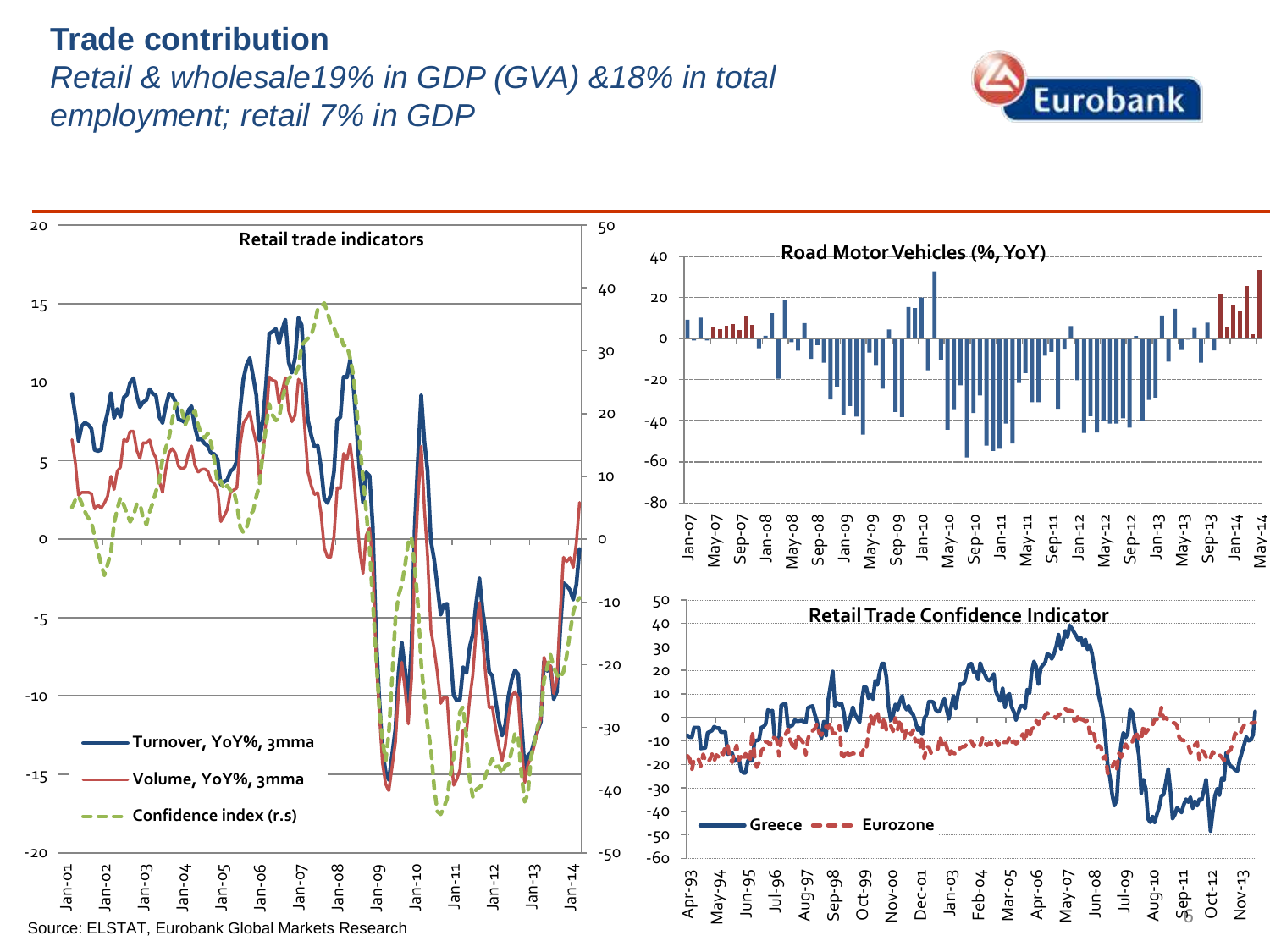# Trade contribution

*Retail & wholesale19% in GDP (GVA) &18% in total employment; retail 7% in GDP*

Retail trade indicators

Turnover, YoY%, 3mma

Volume, YoY%, 3mma

Confidence index (r.s)

Road Motor Vehicles (%, YoY)

Retail Trade Confidence Indicator

Greece

Eurozone

Source: ELSTAT, Eurobank Global Markets Research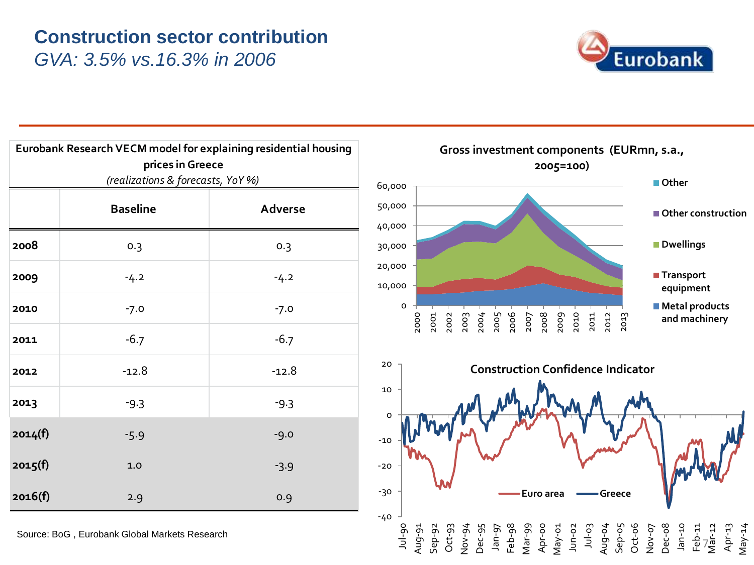# Construction sector contribution

*GVA: 3.5% vs.16.3% in 2006*

| Eurobank Research VECM model for explaining residential housing prices in Greece *(realizations & forecasts, YoY %)* | | |
|---|---|---|
| | **Baseline** | **Adverse** |
| **2008** | 0.3 | 0.3 |
| **2009** | -4.2 | -4.2 |
| **2010** | -7.0 | -7.0 |
| **2011** | -6.7 | -6.7 |
| **2012** | -12.8 | -12.8 |
| **2013** | -9.3 | -9.3 |
| **2014(f)** | -5.9 | -9.0 |
| **2015(f)** | 1.0 | -3.9 |
| **2016(f)** | 2.9 | 0.9 |

Source: BoG , Eurobank Global Markets Research

**Gross investment components (EURmn, s.a., 2005=100)**

**Construction Confidence Indicator**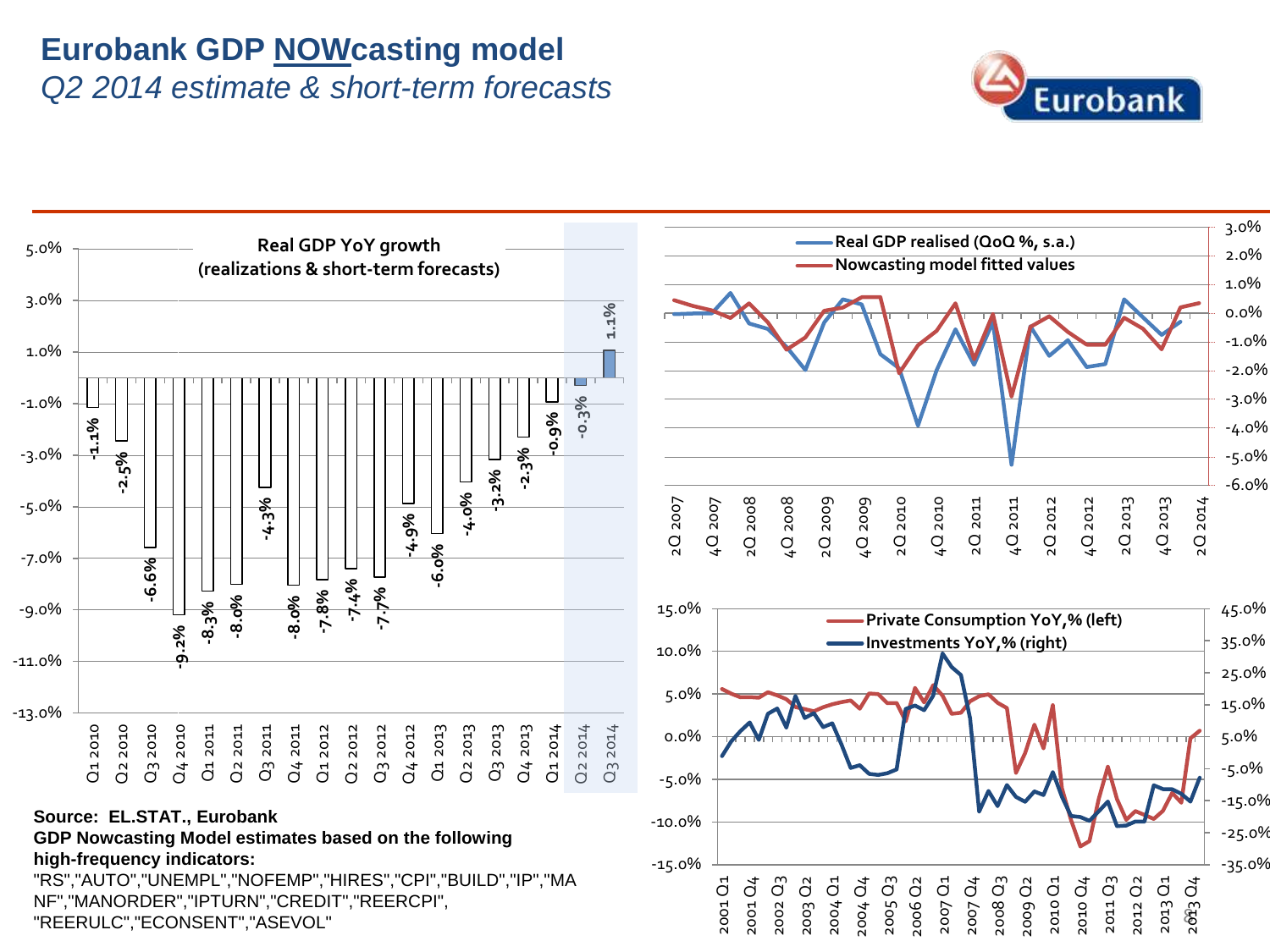# Eurobank GDP NOWcasting model

*Q2 2014 estimate & short-term forecasts*

**Real GDP YoY growth (realizations & short-term forecasts)**

| Quarter | Real GDP YoY growth |
|---|---|
| Q1 2010 | -1.1% |
| Q2 2010 | -2.5% |
| Q3 2010 | -6.6% |
| Q4 2010 | -9.2% |
| Q1 2011 | -8.3% |
| Q2 2011 | -8.0% |
| Q3 2011 | -4.3% |
| Q4 2011 | -8.0% |
| Q1 2012 | -7.8% |
| Q2 2012 | -7.4% |
| Q3 2012 | -7.7% |
| Q4 2012 | -4.9% |
| Q1 2013 | -6.0% |
| Q2 2013 | -4.0% |
| Q3 2013 | -3.2% |
| Q4 2013 | -2.3% |
| Q1 2014 | -0.9% |
| Q2 2014 | -0.3% |
| Q3 2014 | 1.1% |

**Real GDP realised (QoQ %, s.a.) / Nowcasting model fitted values** (2Q 2007 – 2Q 2014)

**Private Consumption YoY,% (left) / Investments YoY,% (right)** (2001 Q1 – 2013 Q4)

**Source: EL.STAT., Eurobank**

**GDP Nowcasting Model estimates based on the following high-frequency indicators:**

"RS","AUTO","UNEMPL","NOFEMP","HIRES","CPI","BUILD","IP","MANF","MANORDER","IPTURN","CREDIT","REERCPI","REERULC","ECONSENT","ASEVOL"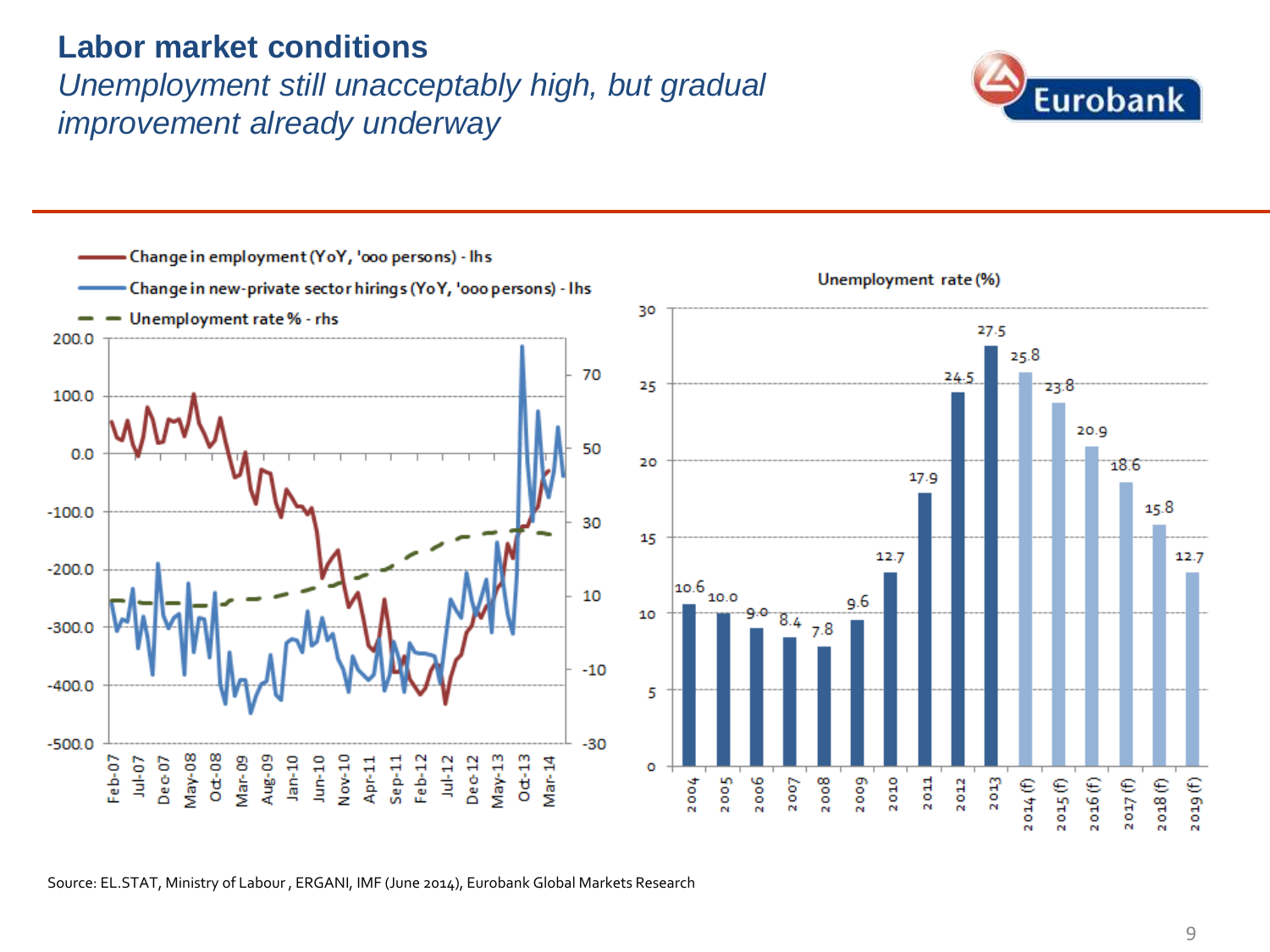## Labor market conditions

*Unemployment still unacceptably high, but gradual improvement already underway*

- Change in employment (YoY, '000 persons) - lhs
- Change in new-private sector hirings (YoY, '000 persons) - lhs
- Unemployment rate % - rhs

**Unemployment rate (%)**

| Year | Unemployment rate (%) |
|---|---|
| 2004 | 10.6 |
| 2005 | 10.0 |
| 2006 | 9.0 |
| 2007 | 8.4 |
| 2008 | 7.8 |
| 2009 | 9.6 |
| 2010 | 12.7 |
| 2011 | 17.9 |
| 2012 | 24.5 |
| 2013 | 27.5 |
| 2014 (f) | 25.8 |
| 2015 (f) | 23.8 |
| 2016 (f) | 20.9 |
| 2017 (f) | 18.6 |
| 2018 (f) | 15.8 |
| 2019 (f) | 12.7 |

Source: EL.STAT, Ministry of Labour, ERGANI, IMF (June 2014), Eurobank Global Markets Research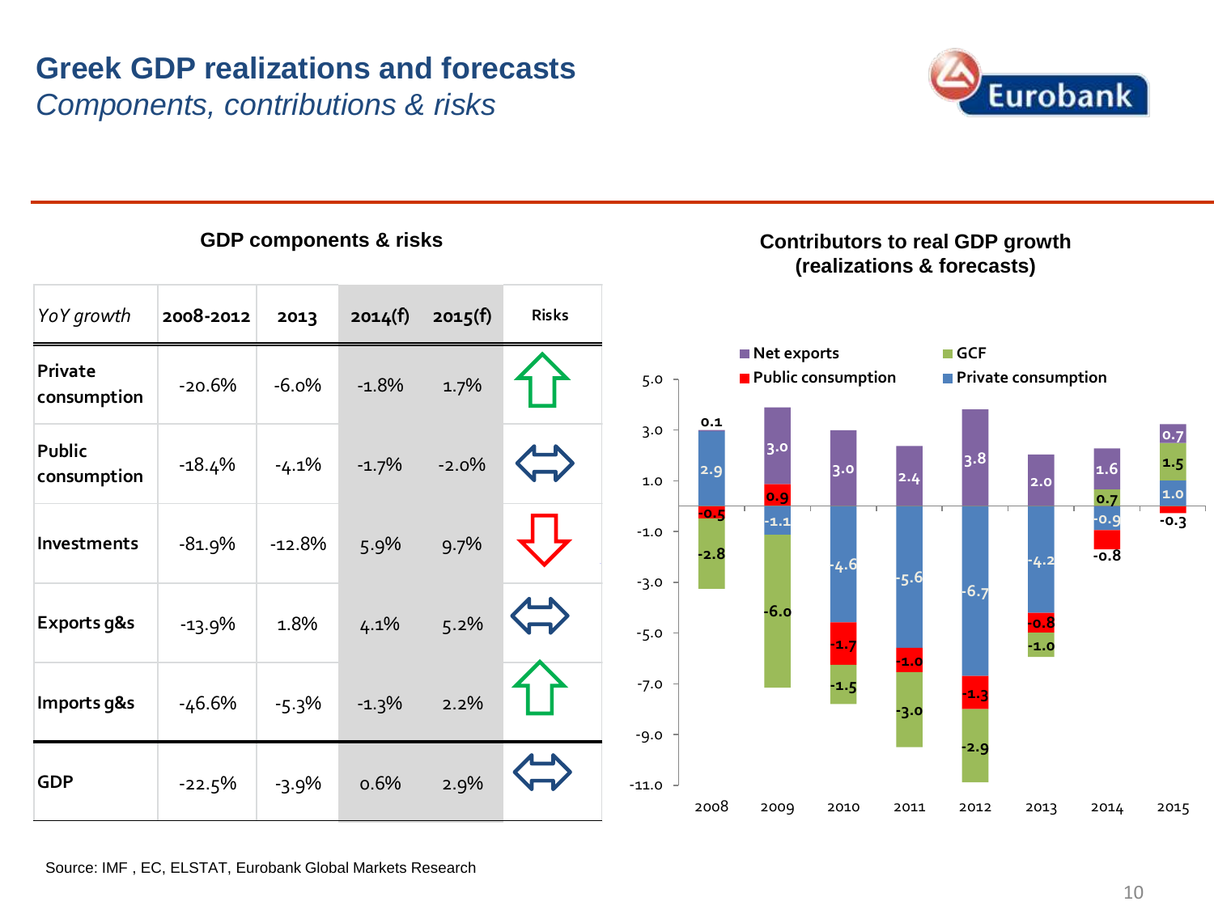# Greek GDP realizations and forecasts

*Components, contributions & risks*

## GDP components & risks

| *YoY growth* | 2008-2012 | 2013 | 2014(f) | 2015(f) | Risks |
|---|---|---|---|---|---|
| Private consumption | -20.6% | -6.0% | -1.8% | 1.7% | ⇧ |
| Public consumption | -18.4% | -4.1% | -1.7% | -2.0% | ⇔ |
| Investments | -81.9% | -12.8% | 5.9% | 9.7% | ⇩ |
| Exports g&s | -13.9% | 1.8% | 4.1% | 5.2% | ⇔ |
| Imports g&s | -46.6% | -5.3% | -1.3% | 2.2% | ⇧ |
| GDP | -22.5% | -3.9% | 0.6% | 2.9% | ⇔ |

## Contributors to real GDP growth (realizations & forecasts)

| | Net exports | Public consumption | Private consumption | GCF |
|---|---|---|---|---|
| 2008 | 0.1 | -0.5 | 2.9 | -2.8 |
| 2009 | 3.0 | 0.9 | -1.1 | -6.0 |
| 2010 | 3.0 | -1.7 | -4.6 | -1.5 |
| 2011 | 2.4 | -1.0 | -5.6 | -3.0 |
| 2012 | 3.8 | -1.3 | -6.7 | -2.9 |
| 2013 | 2.0 | -0.8 | -4.2 | -1.0 |
| 2014 | 1.6 | -0.8 | -0.9 | 0.7 |
| 2015 | 0.7 | -0.3 | 1.0 | 1.5 |

Source: IMF , EC, ELSTAT, Eurobank Global Markets Research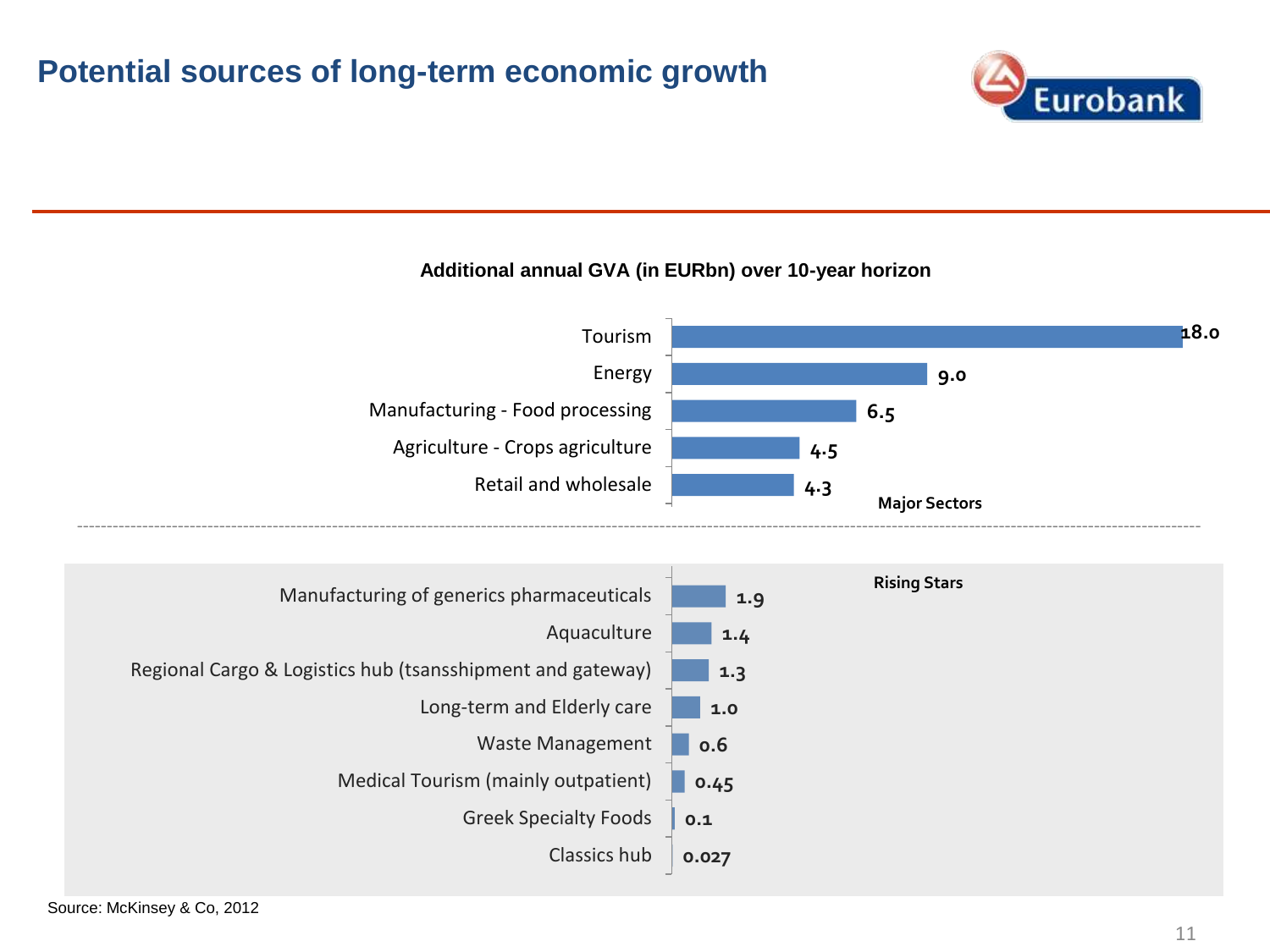# Potential sources of long-term economic growth

**Additional annual GVA (in EURbn) over 10-year horizon**

**Major Sectors**

| Sector | EURbn |
|---|---|
| Tourism | 18.0 |
| Energy | 9.0 |
| Manufacturing - Food processing | 6.5 |
| Agriculture - Crops agriculture | 4.5 |
| Retail and wholesale | 4.3 |

**Rising Stars**

| Sector | EURbn |
|---|---|
| Manufacturing of generics pharmaceuticals | 1.9 |
| Aquaculture | 1.4 |
| Regional Cargo & Logistics hub (tsansshipment and gateway) | 1.3 |
| Long-term and Elderly care | 1.0 |
| Waste Management | 0.6 |
| Medical Tourism (mainly outpatient) | 0.45 |
| Greek Specialty Foods | 0.1 |
| Classics hub | 0.027 |

Source: McKinsey & Co, 2012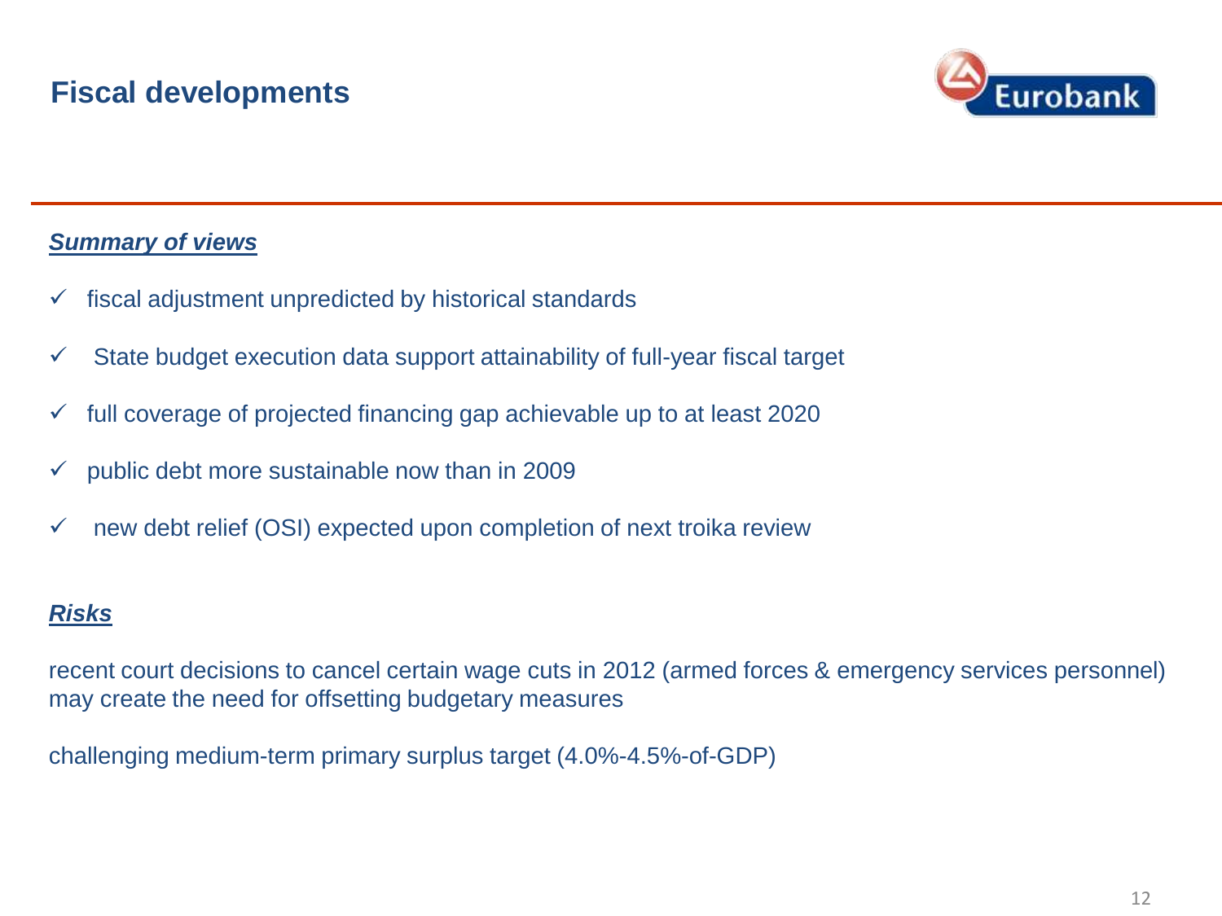# Fiscal developments

***Summary of views***

- ✓ fiscal adjustment unpredicted by historical standards
- ✓ State budget execution data support attainability of full-year fiscal target
- ✓ full coverage of projected financing gap achievable up to at least 2020
- ✓ public debt more sustainable now than in 2009
- ✓ new debt relief (OSI) expected upon completion of next troika review

***Risks***

recent court decisions to cancel certain wage cuts in 2012 (armed forces & emergency services personnel) may create the need for offsetting budgetary measures

challenging medium-term primary surplus target (4.0%-4.5%-of-GDP)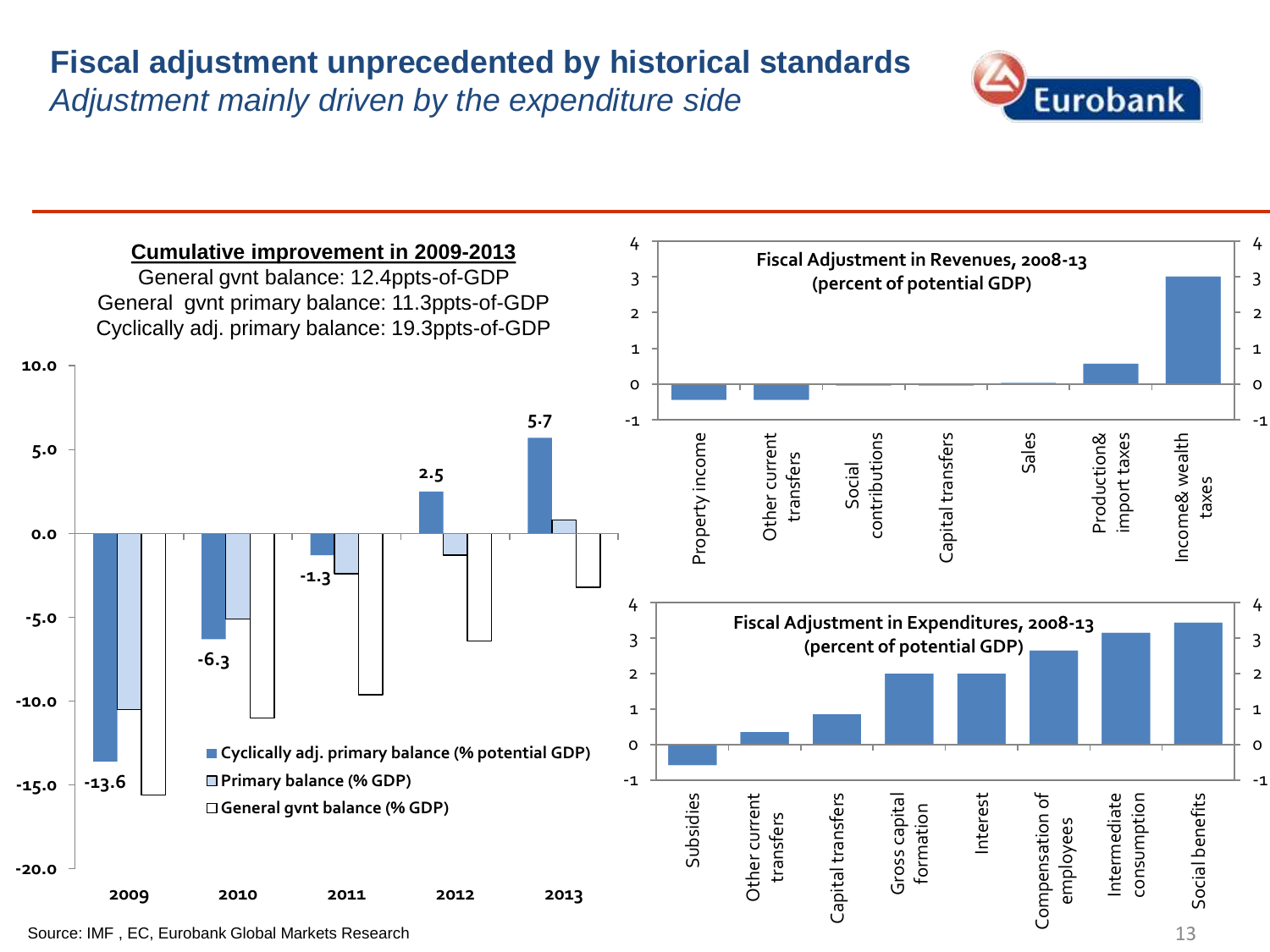# Fiscal adjustment unprecedented by historical standards

*Adjustment mainly driven by the expenditure side*

**Cumulative improvement in 2009-2013**

General gvnt balance: 12.4ppts-of-GDP

General gvnt primary balance: 11.3ppts-of-GDP

Cyclically adj. primary balance: 19.3ppts-of-GDP

| Year | Cyclically adj. primary balance (% potential GDP) |
|---|---|
| 2009 | -13.6 |
| 2010 | -6.3 |
| 2011 | -1.3 |
| 2012 | 2.5 |
| 2013 | 5.7 |

Legend: Cyclically adj. primary balance (% potential GDP); Primary balance (% GDP); General gvnt balance (% GDP)

**Fiscal Adjustment in Revenues, 2008-13 (percent of potential GDP)**

Property income; Other current transfers; Social contributions; Capital transfers; Sales; Production& import taxes; Income& wealth taxes

**Fiscal Adjustment in Expenditures, 2008-13 (percent of potential GDP)**

Subsidies; Other current transfers; Capital transfers; Gross capital formation; Interest; Compensation of employees; Intermediate consumption; Social benefits

Source: IMF , EC, Eurobank Global Markets Research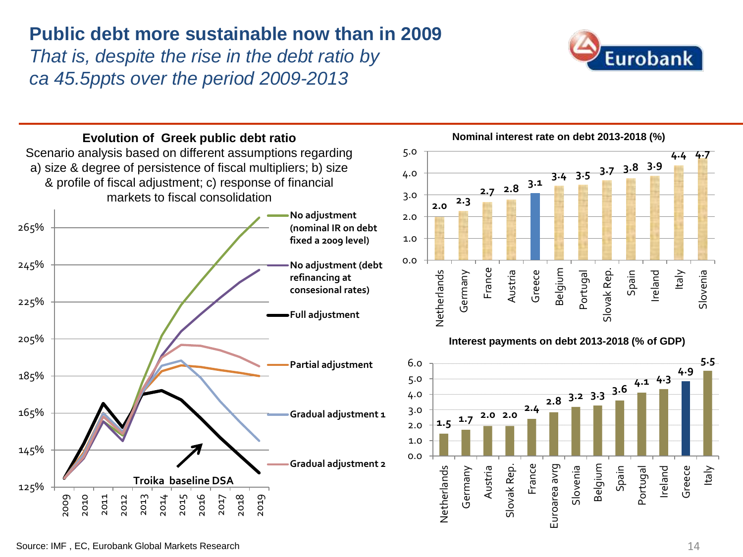# Public debt more sustainable now than in 2009

*That is, despite the rise in the debt ratio by ca 45.5ppts over the period 2009-2013*

**Evolution of Greek public debt ratio**

Scenario analysis based on different assumptions regarding a) size & degree of persistence of fiscal multipliers; b) size & profile of fiscal adjustment; c) response of financial markets to fiscal consolidation

Legend:
- No adjustment (nominal IR on debt fixed a 2009 level)
- No adjustment (debt refinancing at consesional rates)
- Full adjustment
- Partial adjustment
- Gradual adjustment 1
- Gradual adjustment 2
- Troika baseline DSA

**Nominal interest rate on debt 2013-2018 (%)**

| Country | % |
|---|---|
| Netherlands | 2.0 |
| Germany | 2.3 |
| France | 2.7 |
| Austria | 2.8 |
| Greece | 3.1 |
| Belgium | 3.4 |
| Portugal | 3.5 |
| Slovak Rep. | 3.7 |
| Spain | 3.8 |
| Ireland | 3.9 |
| Italy | 4.4 |
| Slovenia | 4.7 |

**Interest payments on debt 2013-2018 (% of GDP)**

| Country | % of GDP |
|---|---|
| Netherlands | 1.5 |
| Germany | 1.7 |
| Austria | 2.0 |
| Slovak Rep. | 2.0 |
| France | 2.4 |
| Euroarea avrg | 2.8 |
| Slovenia | 3.2 |
| Belgium | 3.3 |
| Spain | 3.6 |
| Portugal | 4.1 |
| Ireland | 4.3 |
| Greece | 4.9 |
| Italy | 5.5 |

Source: IMF , EC, Eurobank Global Markets Research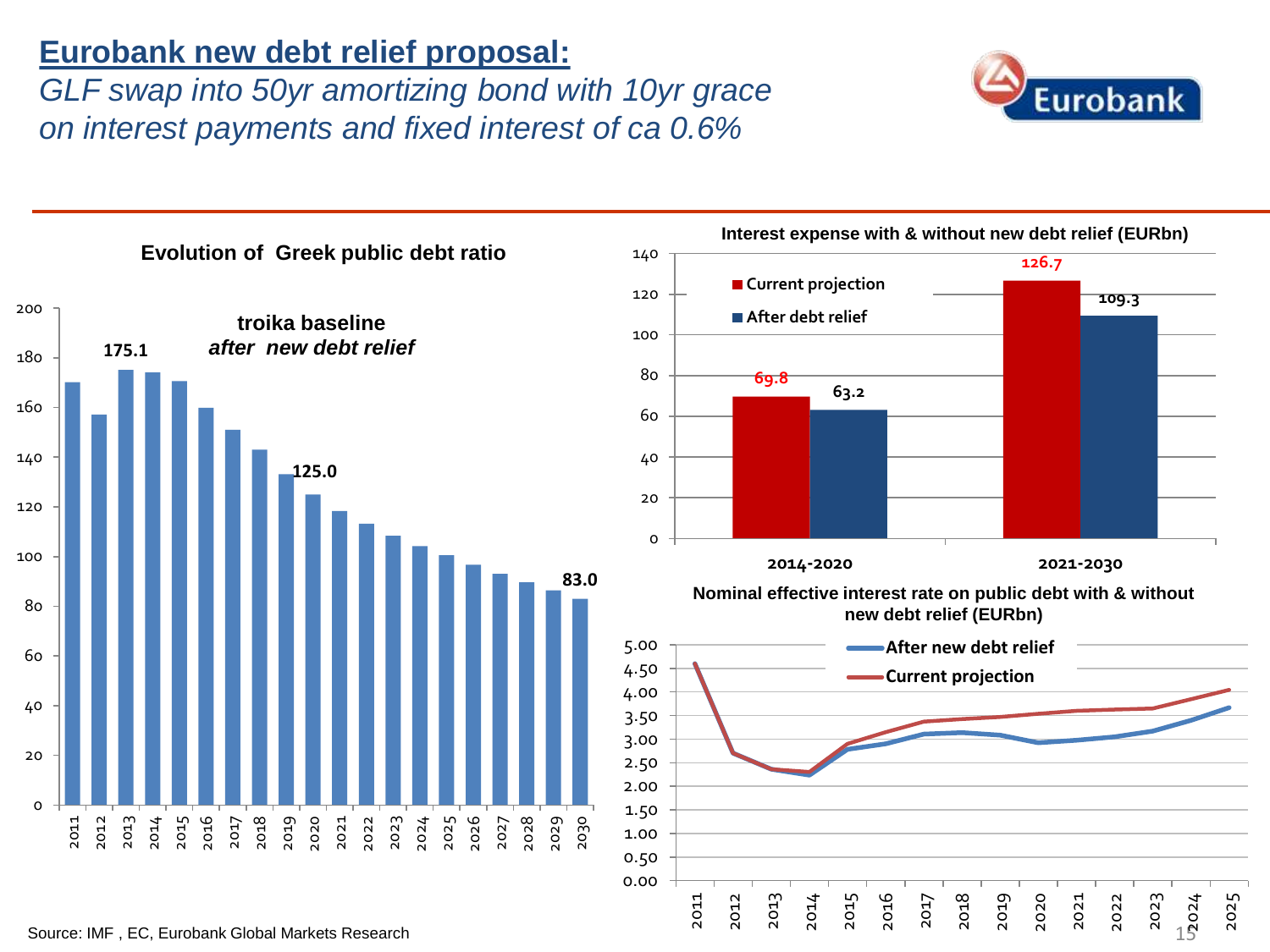# Eurobank new debt relief proposal:

*GLF swap into 50yr amortizing bond with 10yr grace on interest payments and fixed interest of ca 0.6%*

**Evolution of Greek public debt ratio**

**troika baseline** ***after new debt relief***

| Year | Value |
|---|---|
| 2013 | 175.1 |
| 2020 | 125.0 |
| 2030 | 83.0 |

**Interest expense with & without new debt relief (EURbn)**

| | Current projection | After debt relief |
|---|---|---|
| 2014-2020 | 69.8 | 63.2 |
| 2021-2030 | 126.7 | 109.3 |

**Nominal effective interest rate on public debt with & without new debt relief (EURbn)**

- After new debt relief
- Current projection

Source: IMF , EC, Eurobank Global Markets Research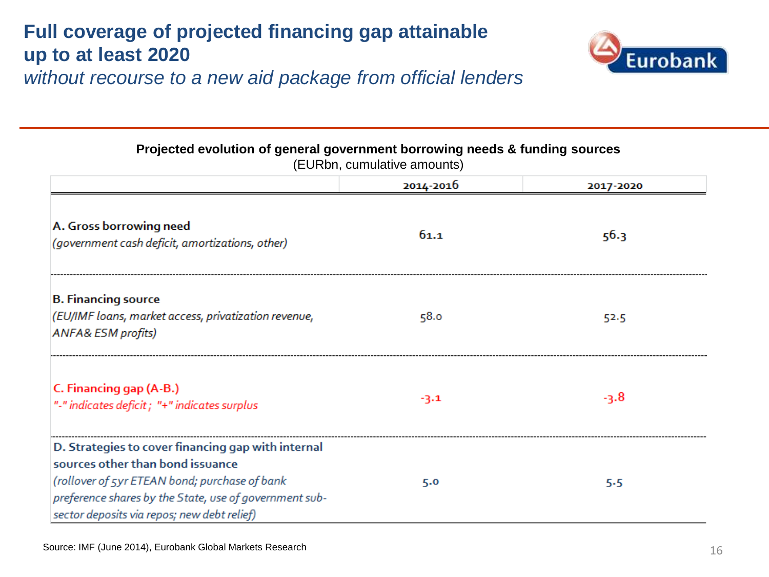# Full coverage of projected financing gap attainable up to at least 2020

*without recourse to a new aid package from official lenders*

**Projected evolution of general government borrowing needs & funding sources**

(EURbn, cumulative amounts)

| | 2014-2016 | 2017-2020 |
|---|---|---|
| **A. Gross borrowing need** *(government cash deficit, amortizations, other)* | 61.1 | 56.3 |
| **B. Financing source** *(EU/IMF loans, market access, privatization revenue, ANFA& ESM profits)* | 58.0 | 52.5 |
| **C. Financing gap (A-B.)** *"-" indicates deficit ; "+" indicates surplus* | -3.1 | -3.8 |
| **D. Strategies to cover financing gap with internal sources other than bond issuance** *(rollover of 5yr ETEAN bond; purchase of bank preference shares by the State, use of government sub-sector deposits via repos; new debt relief)* | 5.0 | 5.5 |

Source: IMF (June 2014), Eurobank Global Markets Research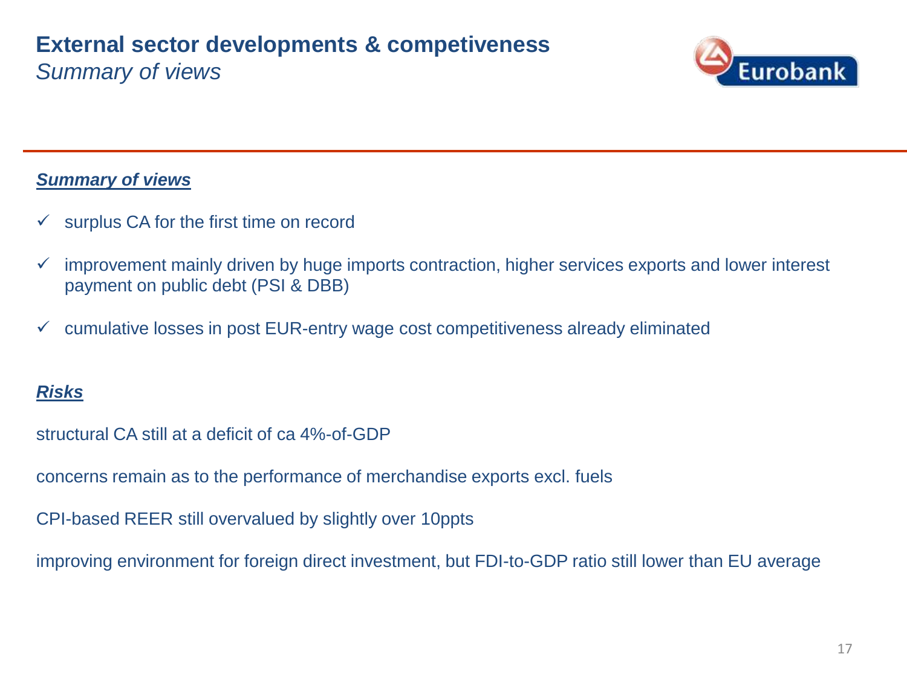# External sector developments & competeviveness

*Summary of views*

***Summary of views***

- ✓ surplus CA for the first time on record
- ✓ improvement mainly driven by huge imports contraction, higher services exports and lower interest payment on public debt (PSI & DBB)
- ✓ cumulative losses in post EUR-entry wage cost competitiveness already eliminated

***Risks***

structural CA still at a deficit of ca 4%-of-GDP

concerns remain as to the performance of merchandise exports excl. fuels

CPI-based REER still overvalued by slightly over 10ppts

improving environment for foreign direct investment, but FDI-to-GDP ratio still lower than EU average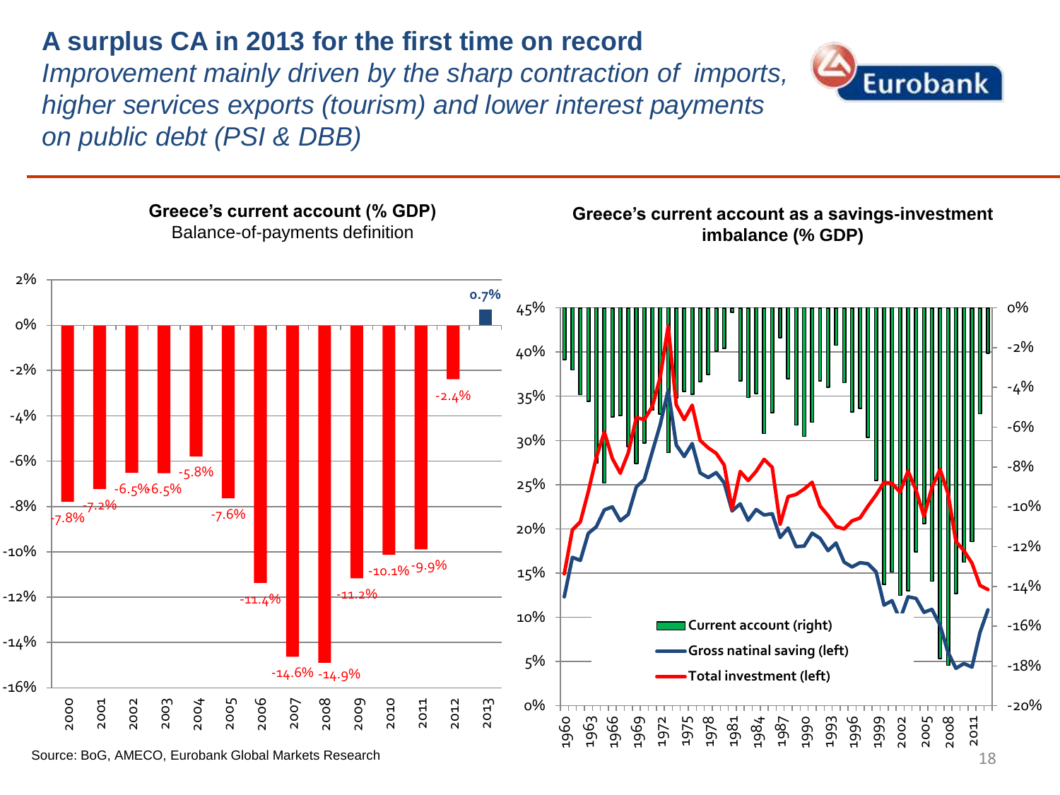# A surplus CA in 2013 for the first time on record

*Improvement mainly driven by the sharp contraction of imports, higher services exports (tourism) and lower interest payments on public debt (PSI & DBB)*

**Greece's current account (% GDP)**
Balance-of-payments definition

| Year | Current account (% GDP) |
| --- | --- |
| 2000 | -7.8% |
| 2001 | -7.2% |
| 2002 | -6.5% |
| 2003 | -6.5% |
| 2004 | -5.8% |
| 2005 | -7.6% |
| 2006 | -11.4% |
| 2007 | -14.6% |
| 2008 | -14.9% |
| 2009 | -11.2% |
| 2010 | -10.1% |
| 2011 | -9.9% |
| 2012 | -2.4% |
| 2013 | 0.7% |

**Greece's current account as a savings-investment imbalance (% GDP)**

Current account (right)
Gross natinal saving (left)
Total investment (left)

Source: BoG, AMECO, Eurobank Global Markets Research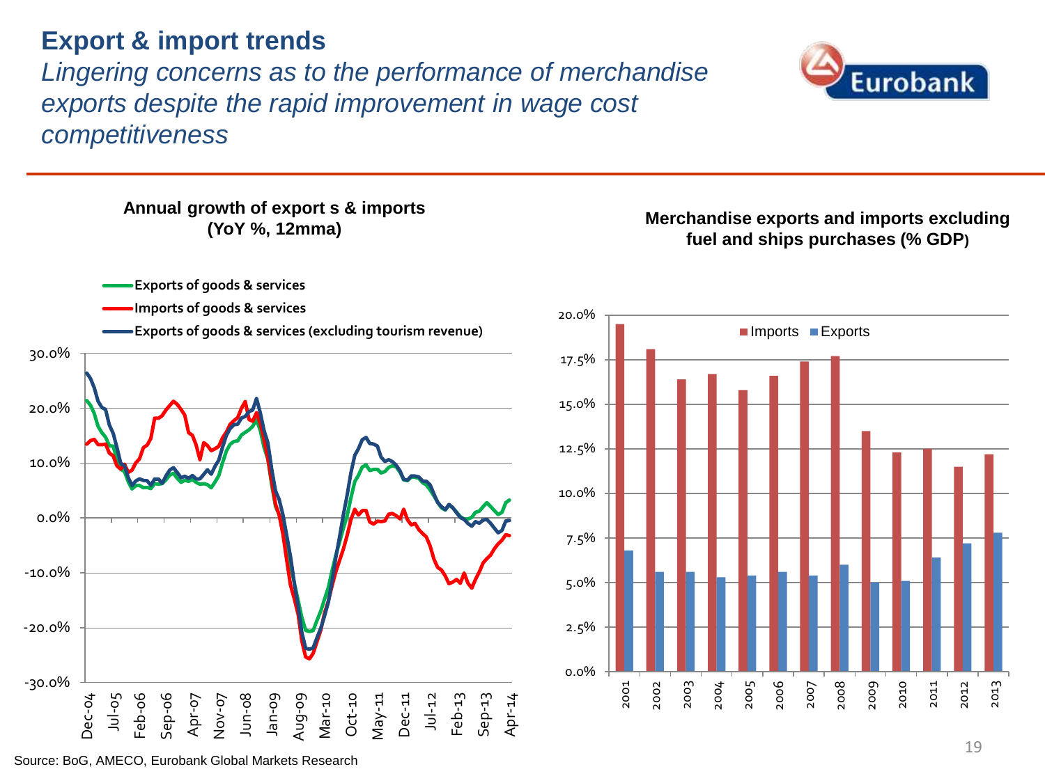# Export & import trends

*Lingering concerns as to the performance of merchandise exports despite the rapid improvement in wage cost competitiveness*

**Annual growth of export s & imports (YoY %, 12mma)**

- Exports of goods & services
- Imports of goods & services
- Exports of goods & services (excluding tourism revenue)

**Merchandise exports and imports excluding fuel and ships purchases (% GDP)**

Source: BoG, AMECO, Eurobank Global Markets Research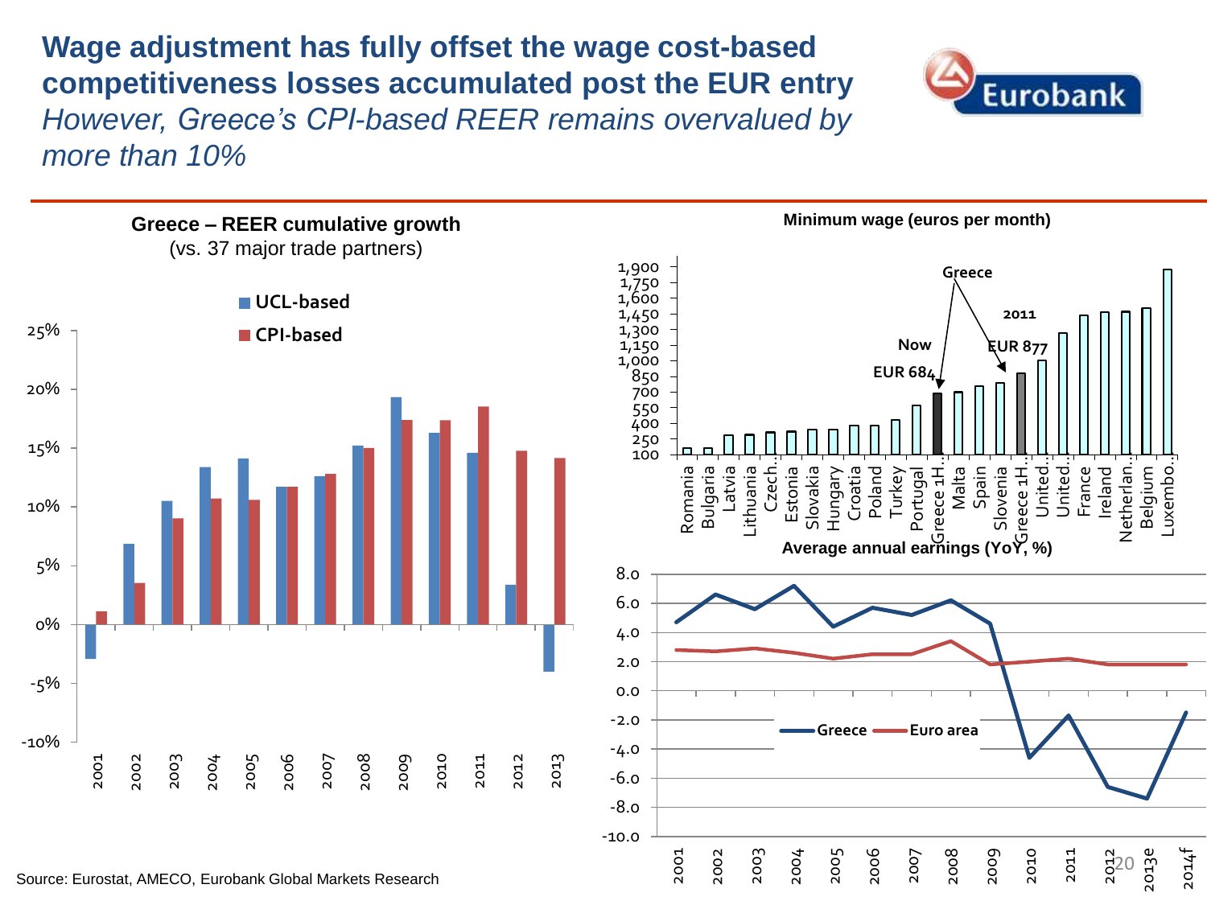# Wage adjustment has fully offset the wage cost-based competitiveness losses accumulated post the EUR entry

*However, Greece's CPI-based REER remains overvalued by more than 10%*

**Greece – REER cumulative growth**
(vs. 37 major trade partners)

■ UCL-based
■ CPI-based

25%
20%
15%
10%
5%
0%
-5%
-10%

2001 2002 2003 2004 2005 2006 2007 2008 2009 2010 2011 2012 2013

**Minimum wage (euros per month)**

1,900
1,750
1,600
1,450
1,300
1,150
1,000
850
700
550
400
250
100

**Greece**

**2011**

**Now**

**EUR 877**

**EUR 684**

Romania, Bulgaria, Latvia, Lithuania, Czech.., Estonia, Slovakia, Hungary, Croatia, Poland, Turkey, Portugal, Greece 1H.., Malta, Spain, Slovenia, Greece 1H.., United.., United.., France, Ireland, Netherlan.., Belgium, Luxembo..

**Average annual earnings (YoY, %)**

8.0
6.0
4.0
2.0
0.0
-2.0
-4.0
-6.0
-8.0
-10.0

Greece — Euro area

2001 2002 2003 2004 2005 2006 2007 2008 2009 2010 2011 2012 2013e 2014f

Source: Eurostat, AMECO, Eurobank Global Markets Research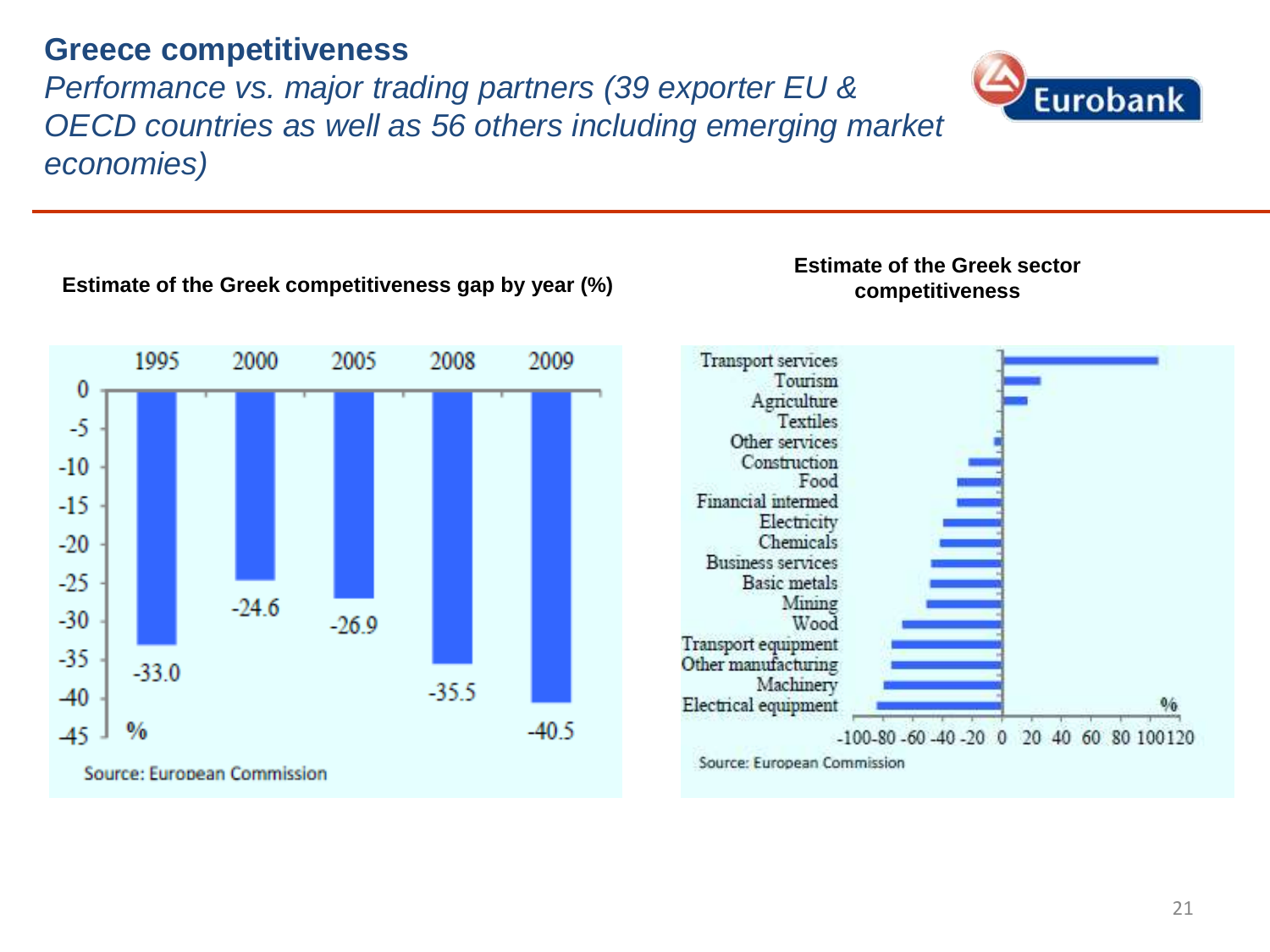# Greece competitiveness

*Performance vs. major trading partners (39 exporter EU & OECD countries as well as 56 others including emerging market economies)*

**Estimate of the Greek competitiveness gap by year (%)**

| Year | % |
|---|---|
| 1995 | -33.0 |
| 2000 | -24.6 |
| 2005 | -26.9 |
| 2008 | -35.5 |
| 2009 | -40.5 |

Source: European Commission

**Estimate of the Greek sector competitiveness**

Sectors shown (%, axis from -100 to 120): Transport services, Tourism, Agriculture, Textiles, Other services, Construction, Food, Financial intermed, Electricity, Chemicals, Business services, Basic metals, Mining, Wood, Transport equipment, Other manufacturing, Machinery, Electrical equipment

Source: European Commission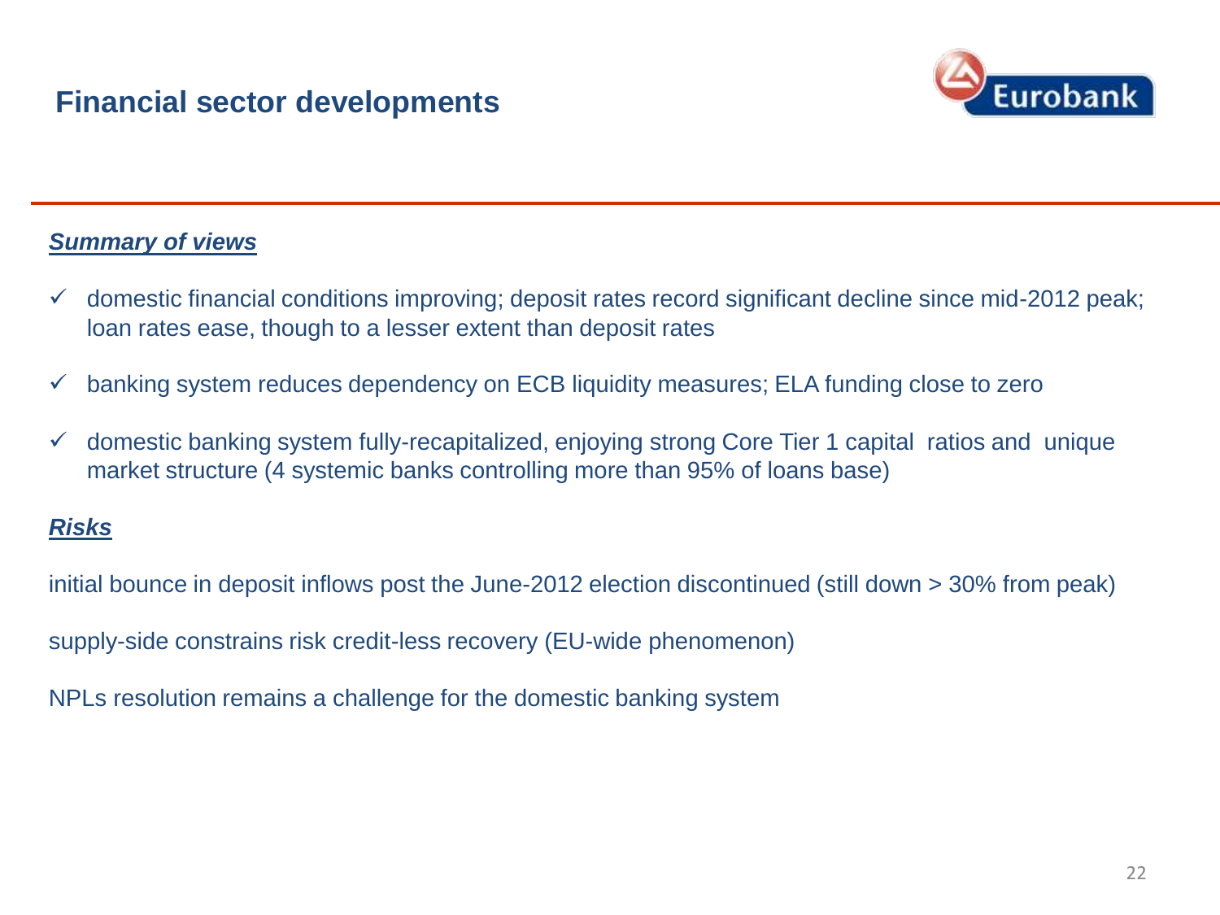## Financial sector developments

***Summary of views***

- ✓ domestic financial conditions improving; deposit rates record significant decline since mid-2012 peak; loan rates ease, though to a lesser extent than deposit rates
- ✓ banking system reduces dependency on ECB liquidity measures; ELA funding close to zero
- ✓ domestic banking system fully-recapitalized, enjoying strong Core Tier 1 capital ratios and unique market structure (4 systemic banks controlling more than 95% of loans base)

***Risks***

initial bounce in deposit inflows post the June-2012 election discontinued (still down > 30% from peak)

supply-side constrains risk credit-less recovery (EU-wide phenomenon)

NPLs resolution remains a challenge for the domestic banking system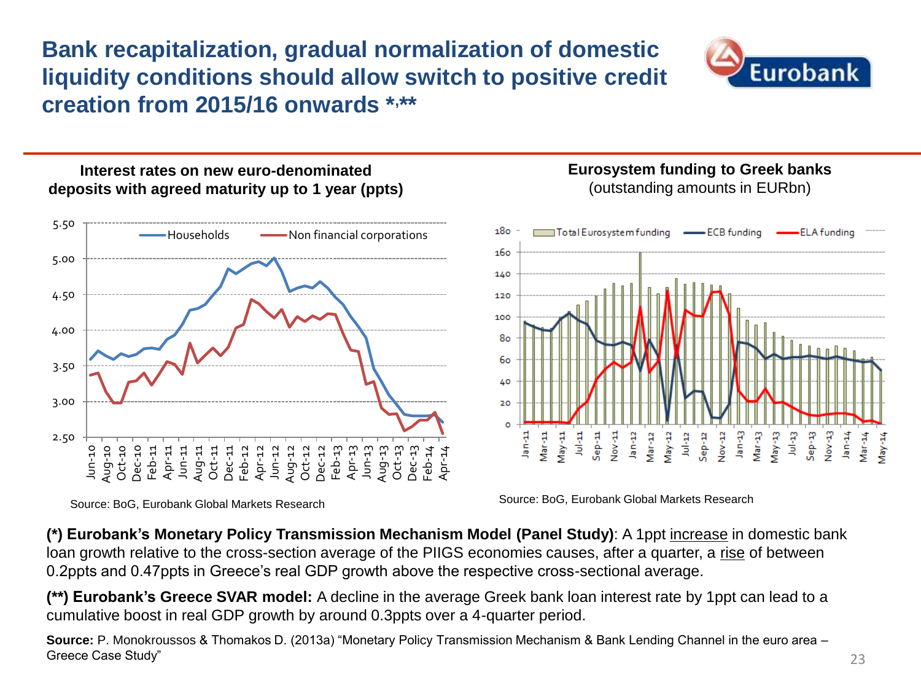# Bank recapitalization, gradual normalization of domestic liquidity conditions should allow switch to positive credit creation from 2015/16 onwards *,**

**Interest rates on new euro-denominated deposits with agreed maturity up to 1 year (ppts)**

Source: BoG, Eurobank Global Markets Research

**Eurosystem funding to Greek banks**
(outstanding amounts in EURbn)

Source: BoG, Eurobank Global Markets Research

**(*) Eurobank's Monetary Policy Transmission Mechanism Model (Panel Study)**: A 1ppt increase in domestic bank loan growth relative to the cross-section average of the PIIGS economies causes, after a quarter, a rise of between 0.2ppts and 0.47ppts in Greece's real GDP growth above the respective cross-sectional average.

**(**) Eurobank's Greece SVAR model:** A decline in the average Greek bank loan interest rate by 1ppt can lead to a cumulative boost in real GDP growth by around 0.3ppts over a 4-quarter period.

**Source:** P. Monokroussos & Thomakos D. (2013a) "Monetary Policy Transmission Mechanism & Bank Lending Channel in the euro area – Greece Case Study"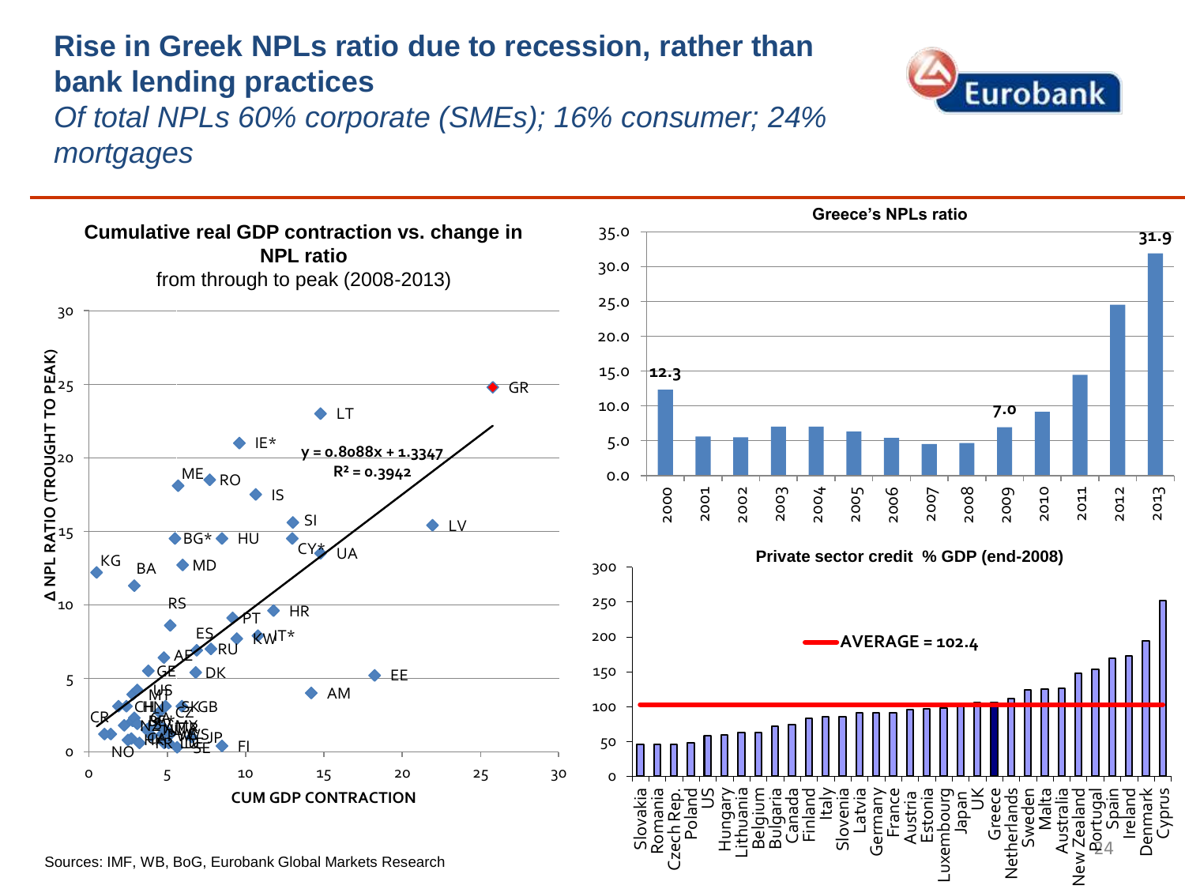# Rise in Greek NPLs ratio due to recession, rather than bank lending practices

*Of total NPLs 60% corporate (SMEs); 16% consumer; 24% mortgages*

**Cumulative real GDP contraction vs. change in NPL ratio**
from through to peak (2008-2013)

$y = 0.8088x + 1.3347$
$R^2 = 0.3942$

Δ NPL RATIO (TROUGHT TO PEAK) vs. CUM GDP CONTRACTION

**Greece's NPLs ratio**

| Year | NPLs ratio |
|---|---|
| 2000 | 12.3 |
| 2009 | 7.0 |
| 2013 | 31.9 |

**Private sector credit % GDP (end-2008)**

AVERAGE = 102.4

Countries (ascending): Slovakia, Romania, Czech Rep., Poland, US, Hungary, Lithuania, Belgium, Bulgaria, Canada, Finland, Italy, Slovenia, Latvia, Germany, France, Austria, Estonia, Luxembourg, Japan, UK, Greece, Netherlands, Sweden, Malta, Australia, New Zealand, Portugal, Spain, Ireland, Denmark, Cyprus

Sources: IMF, WB, BoG, Eurobank Global Markets Research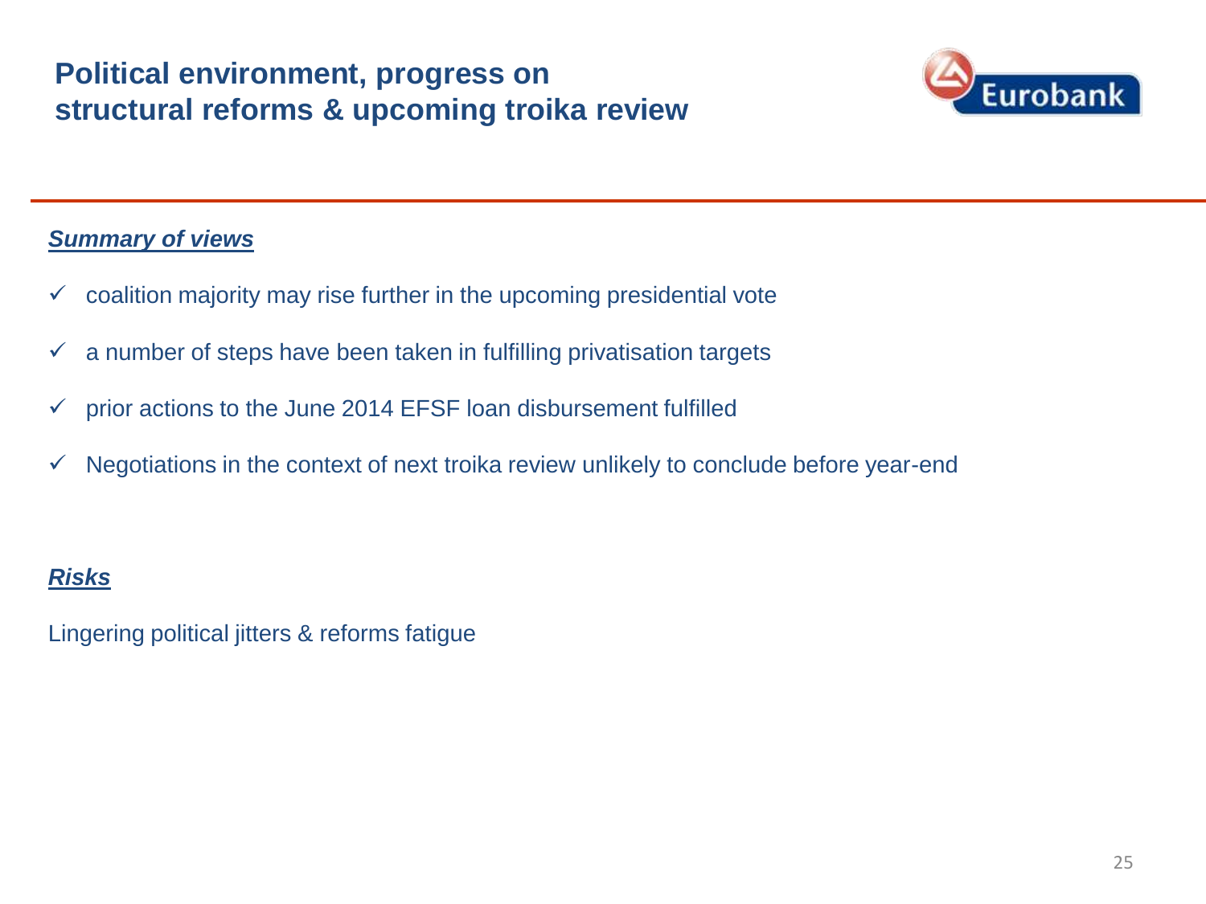# Political environment, progress on structural reforms & upcoming troika review

***Summary of views***

- ✓ coalition majority may rise further in the upcoming presidential vote
- ✓ a number of steps have been taken in fulfilling privatisation targets
- ✓ prior actions to the June 2014 EFSF loan disbursement fulfilled
- ✓ Negotiations in the context of next troika review unlikely to conclude before year-end

***Risks***

Lingering political jitters & reforms fatigue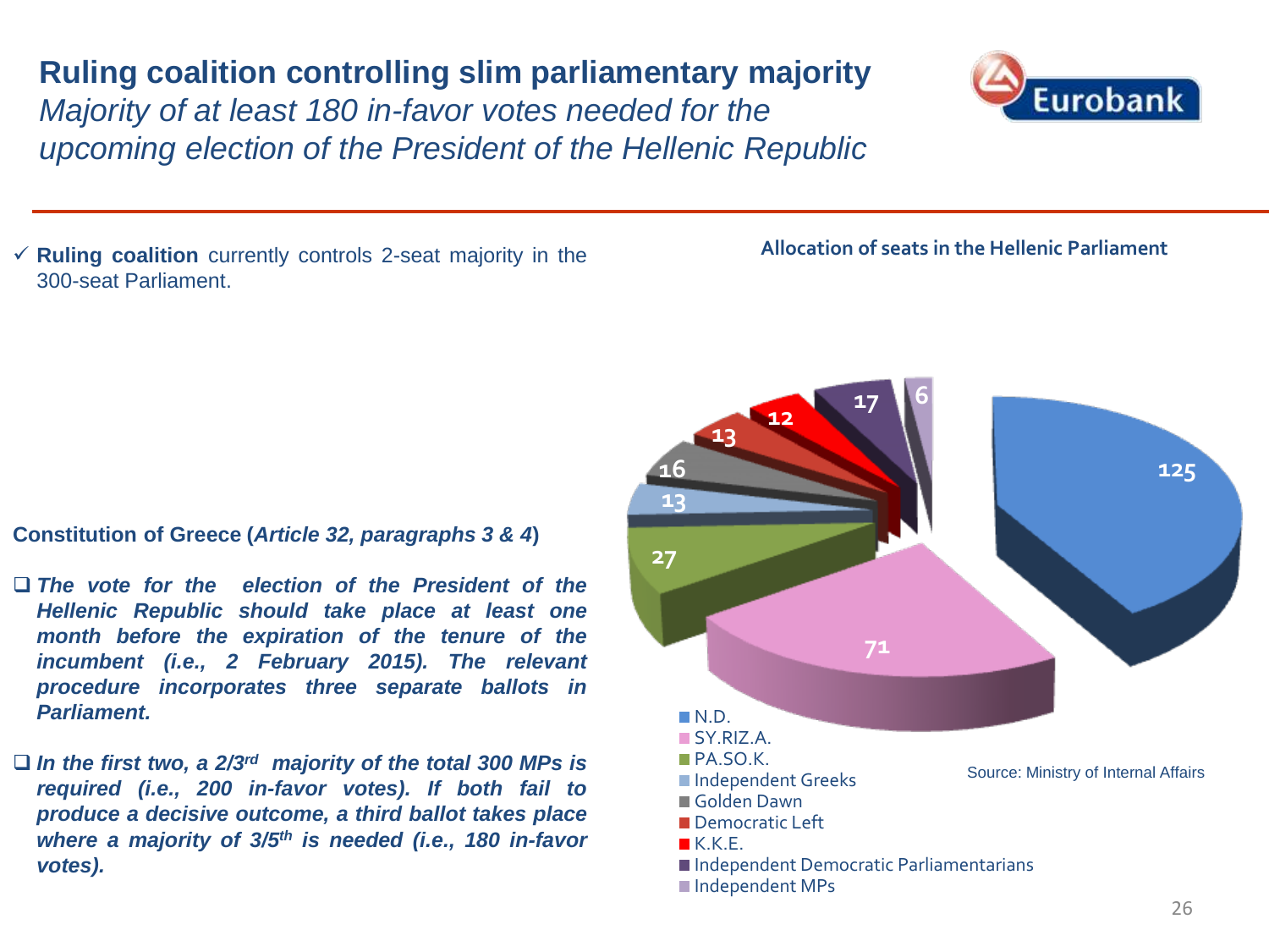# Ruling coalition controlling slim parliamentary majority

*Majority of at least 180 in-favor votes needed for the upcoming election of the President of the Hellenic Republic*

- ✓ **Ruling coalition** currently controls 2-seat majority in the 300-seat Parliament.

**Allocation of seats in the Hellenic Parliament**

| Party | Seats |
|---|---|
| N.D. | 125 |
| SY.RIZ.A. | 71 |
| PA.SO.K. | 27 |
| Independent Greeks | 13 |
| Golden Dawn | 16 |
| Democratic Left | 13 |
| K.K.E. | 12 |
| Independent Democratic Parliamentarians | 17 |
| Independent MPs | 6 |

Source: Ministry of Internal Affairs

**Constitution of Greece (*Article 32, paragraphs 3 & 4*)**

- ***The vote for the election of the President of the Hellenic Republic should take place at least one month before the expiration of the tenure of the incumbent (i.e., 2 February 2015). The relevant procedure incorporates three separate ballots in Parliament.***

- ***In the first two, a 2/3rd majority of the total 300 MPs is required (i.e., 200 in-favor votes). If both fail to produce a decisive outcome, a third ballot takes place where a majority of 3/5th is needed (i.e., 180 in-favor votes).***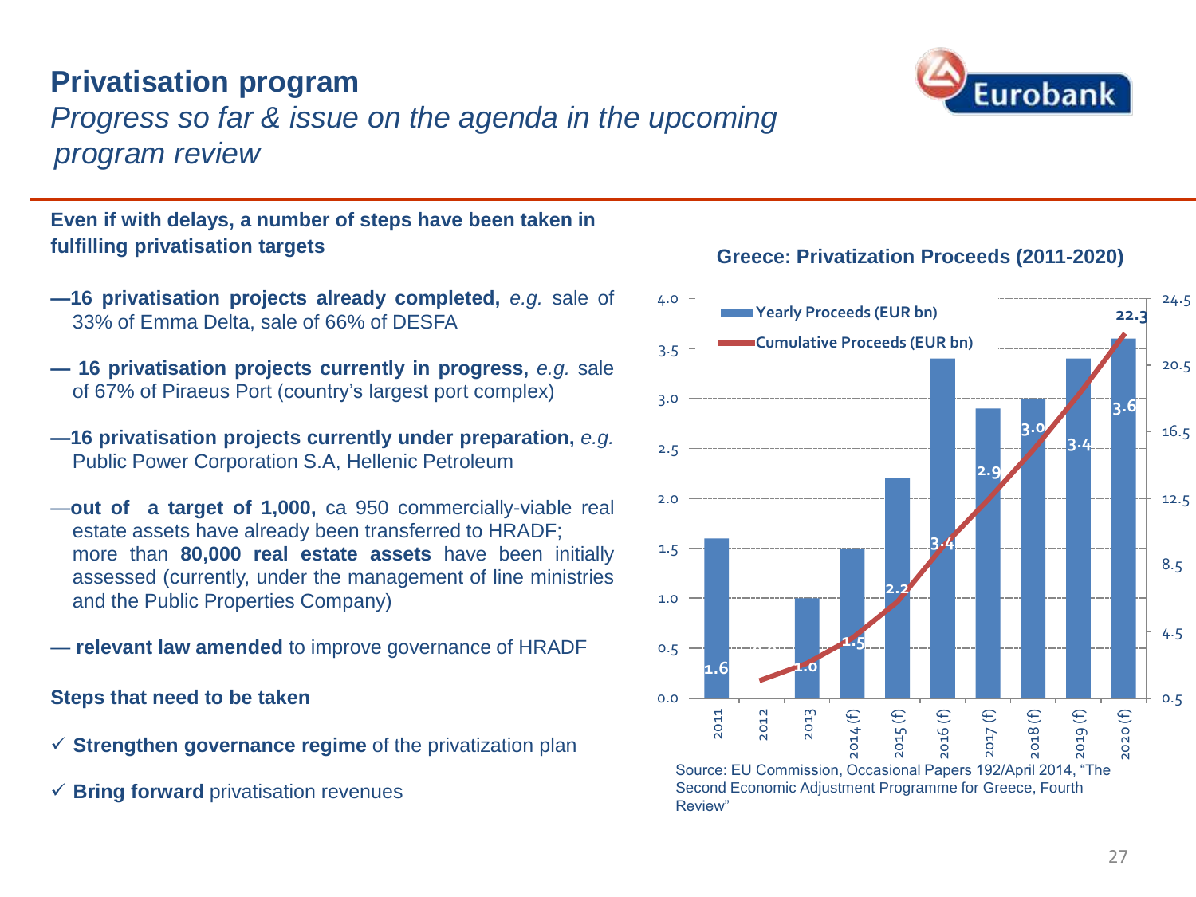# Privatisation program

*Progress so far & issue on the agenda in the upcoming program review*

**Even if with delays, a number of steps have been taken in fulfilling privatisation targets**

- —**16 privatisation projects already completed,** *e.g.* sale of 33% of Emma Delta, sale of 66% of DESFA
- — **16 privatisation projects currently in progress,** *e.g.* sale of 67% of Piraeus Port (country's largest port complex)
- —**16 privatisation projects currently under preparation,** *e.g.* Public Power Corporation S.A, Hellenic Petroleum
- —**out of a target of 1,000,** ca 950 commercially-viable real estate assets have already been transferred to HRADF; more than **80,000 real estate assets** have been initially assessed (currently, under the management of line ministries and the Public Properties Company)
- — **relevant law amended** to improve governance of HRADF

**Steps that need to be taken**

- ✓ **Strengthen governance regime** of the privatization plan
- ✓ **Bring forward** privatisation revenues

**Greece: Privatization Proceeds (2011-2020)**

| Year | Yearly Proceeds (EUR bn) |
|---|---|
| 2011 | 1.6 |
| 2012 | |
| 2013 | 1.0 |
| 2014 (f) | 1.5 |
| 2015 (f) | 2.2 |
| 2016 (f) | 3.4 |
| 2017 (f) | 2.9 |
| 2018 (f) | 3.0 |
| 2019 (f) | 3.4 |
| 2020 (f) | 3.6 |

Cumulative Proceeds (EUR bn): 22.3 (2020 (f))

Source: EU Commission, Occasional Papers 192/April 2014, "The Second Economic Adjustment Programme for Greece, Fourth Review"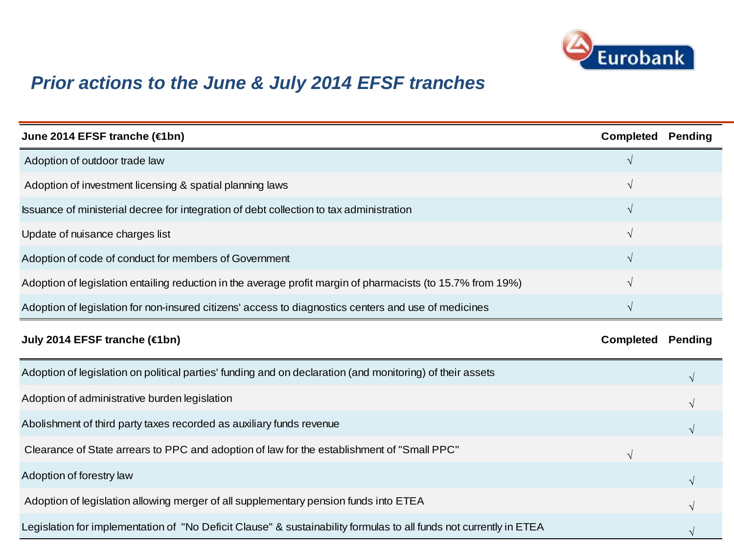## *Prior actions to the June & July 2014 EFSF tranches*

| June 2014 EFSF tranche (€1bn) | Completed | Pending |
|---|---|---|
| Adoption of outdoor trade law | √ | |
| Adoption of investment licensing & spatial planning laws | √ | |
| Issuance of ministerial decree for integration of debt collection to tax administration | √ | |
| Update of nuisance charges list | √ | |
| Adoption of code of conduct for members of Government | √ | |
| Adoption of legislation entailing reduction in the average profit margin of pharmacists (to 15.7% from 19%) | √ | |
| Adoption of legislation for non-insured citizens' access to diagnostics centers and use of medicines | √ | |

| July 2014 EFSF tranche (€1bn) | Completed | Pending |
|---|---|---|
| Adoption of legislation on political parties' funding and on declaration (and monitoring) of their assets | | √ |
| Adoption of administrative burden legislation | | √ |
| Abolishment of third party taxes recorded as auxiliary funds revenue | | √ |
| Clearance of State arrears to PPC and adoption of law for the establishment of "Small PPC" | √ | |
| Adoption of forestry law | | √ |
| Adoption of legislation allowing merger of all supplementary pension funds into ETEA | | √ |
| Legislation for implementation of "No Deficit Clause" & sustainability formulas to all funds not currently in ETEA | | √ |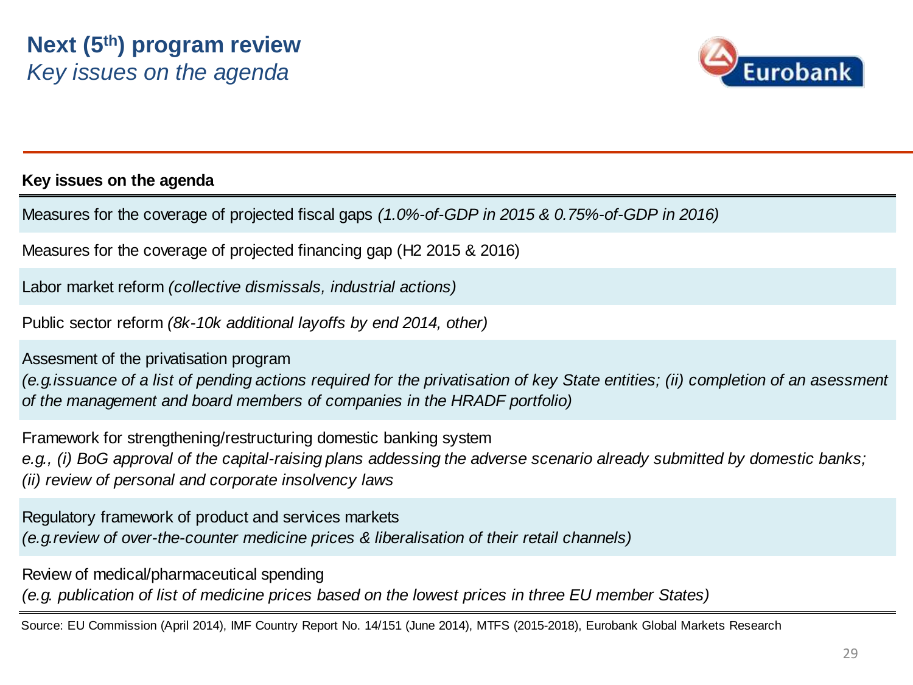# Next (5th) program review

*Key issues on the agenda*

| Key issues on the agenda |
| --- |
| Measures for the coverage of projected fiscal gaps *(1.0%-of-GDP in 2015 & 0.75%-of-GDP in 2016)* |
| Measures for the coverage of projected financing gap (H2 2015 & 2016) |
| Labor market reform *(collective dismissals, industrial actions)* |
| Public sector reform *(8k-10k additional layoffs by end 2014, other)* |
| Assesment of the privatisation program<br>*(e.g.issuance of a list of pending actions required for the privatisation of key State entities; (ii) completion of an asessment of the management and board members of companies in the HRADF portfolio)* |
| Framework for strengthening/restructuring domestic banking system<br>*e.g., (i) BoG approval of the capital-raising plans addessing the adverse scenario already submitted by domestic banks; (ii) review of personal and corporate insolvency laws* |
| Regulatory framework of product and services markets<br>*(e.g.review of over-the-counter medicine prices & liberalisation of their retail channels)* |
| Review of medical/pharmaceutical spending<br>*(e.g. publication of list of medicine prices based on the lowest prices in three EU member States)* |

Source: EU Commission (April 2014), IMF Country Report No. 14/151 (June 2014), MTFS (2015-2018), Eurobank Global Markets Research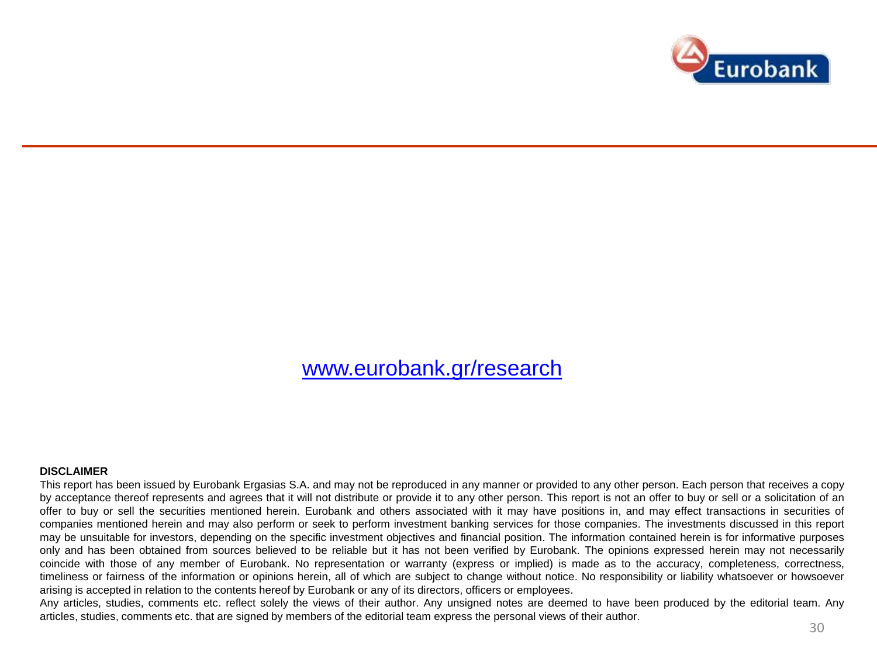[www.eurobank.gr/research](http://www.eurobank.gr/research)

**DISCLAIMER**

This report has been issued by Eurobank Ergasias S.A. and may not be reproduced in any manner or provided to any other person. Each person that receives a copy by acceptance thereof represents and agrees that it will not distribute or provide it to any other person. This report is not an offer to buy or sell or a solicitation of an offer to buy or sell the securities mentioned herein. Eurobank and others associated with it may have positions in, and may effect transactions in securities of companies mentioned herein and may also perform or seek to perform investment banking services for those companies. The investments discussed in this report may be unsuitable for investors, depending on the specific investment objectives and financial position. The information contained herein is for informative purposes only and has been obtained from sources believed to be reliable but it has not been verified by Eurobank. The opinions expressed herein may not necessarily coincide with those of any member of Eurobank. No representation or warranty (express or implied) is made as to the accuracy, completeness, correctness, timeliness or fairness of the information or opinions herein, all of which are subject to change without notice. No responsibility or liability whatsoever or howsoever arising is accepted in relation to the contents hereof by Eurobank or any of its directors, officers or employees.

Any articles, studies, comments etc. reflect solely the views of their author. Any unsigned notes are deemed to have been produced by the editorial team. Any articles, studies, comments etc. that are signed by members of the editorial team express the personal views of their author.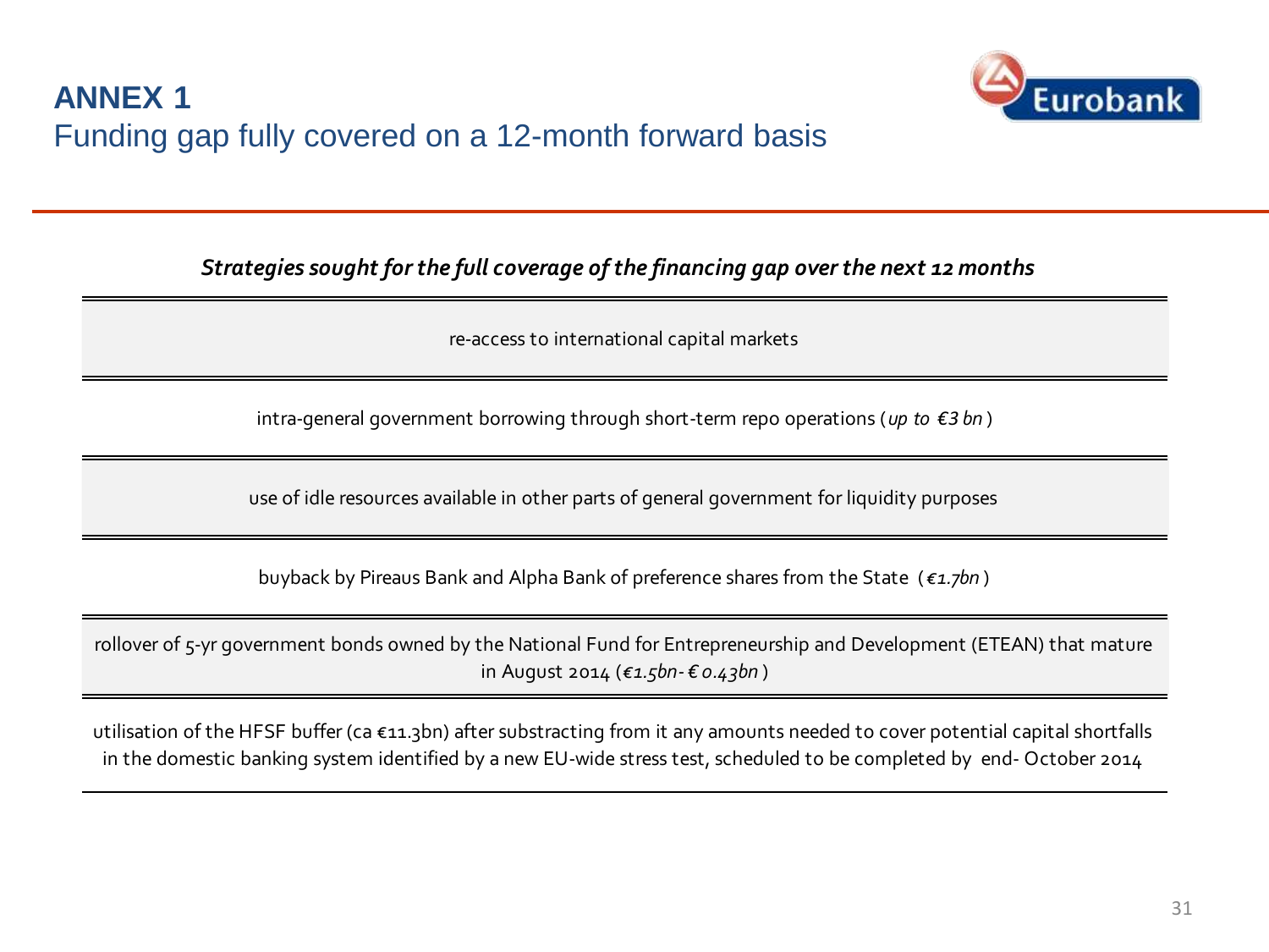# ANNEX 1

## Funding gap fully covered on a 12-month forward basis

***Strategies sought for the full coverage of the financing gap over the next 12 months***

| |
|---|
| re-access to international capital markets |
| intra-general government borrowing through short-term repo operations (*up to €3 bn*) |
| use of idle resources available in other parts of general government for liquidity purposes |
| buyback by Pireaus Bank and Alpha Bank of preference shares from the State (*€1.7bn*) |
| rollover of 5-yr government bonds owned by the National Fund for Entrepreneurship and Development (ETEAN) that mature in August 2014 (*€1.5bn- € 0.43bn*) |
| utilisation of the HFSF buffer (ca €11.3bn) after substracting from it any amounts needed to cover potential capital shortfalls in the domestic banking system identified by a new EU-wide stress test, scheduled to be completed by end- October 2014 |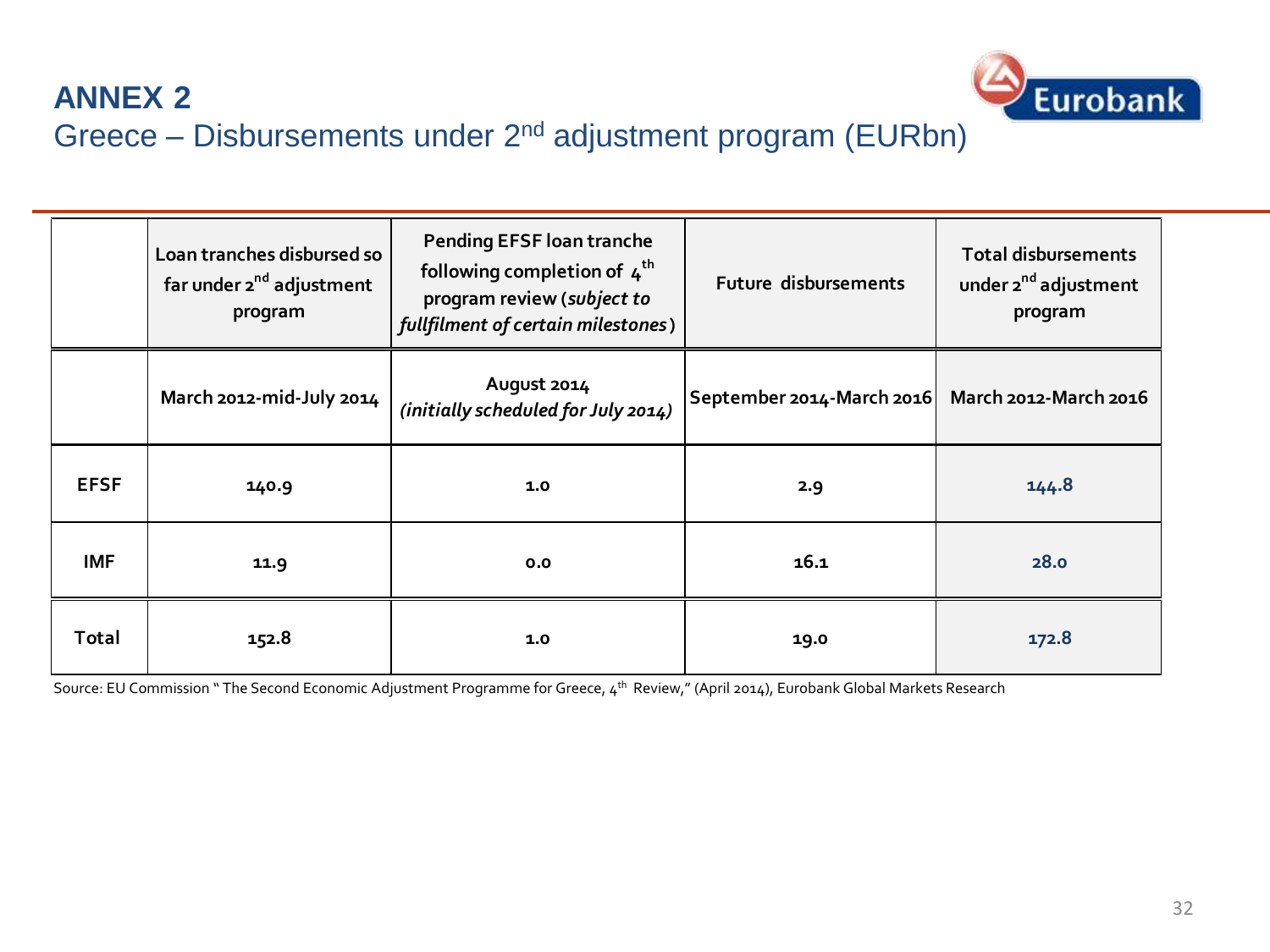# ANNEX 2

## Greece – Disbursements under 2nd adjustment program (EURbn)

| | Loan tranches disbursed so far under 2nd adjustment program | Pending EFSF loan tranche following completion of 4th program review (*subject to fullfilment of certain milestones*) | Future disbursements | Total disbursements under 2nd adjustment program |
|---|---|---|---|---|
| | March 2012-mid-July 2014 | August 2014 *(initially scheduled for July 2014)* | September 2014-March 2016 | March 2012-March 2016 |
| **EFSF** | 140.9 | 1.0 | 2.9 | 144.8 |
| **IMF** | 11.9 | 0.0 | 16.1 | 28.0 |
| **Total** | 152.8 | 1.0 | 19.0 | 172.8 |

Source: EU Commission " The Second Economic Adjustment Programme for Greece, 4th Review," (April 2014), Eurobank Global Markets Research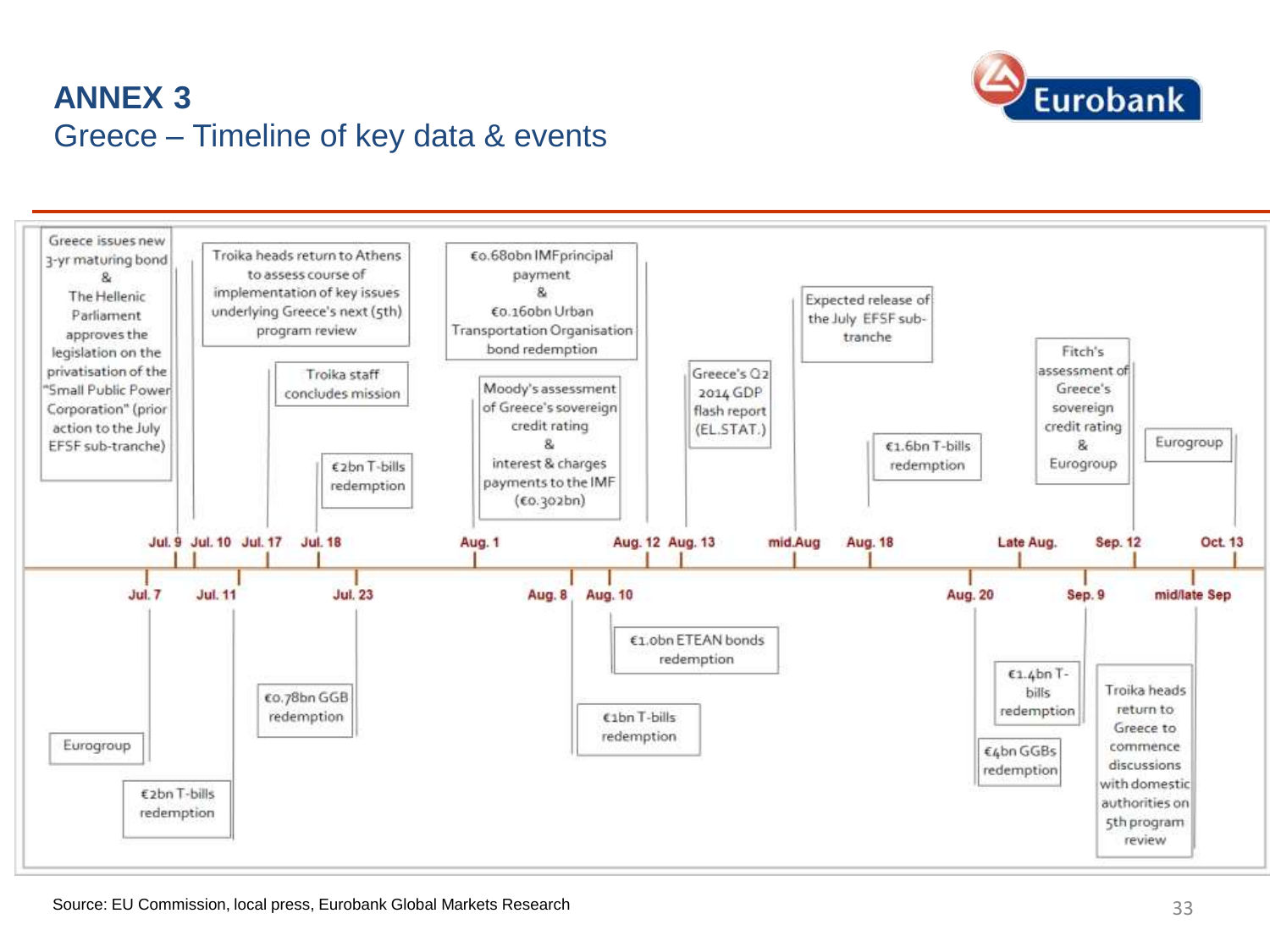# ANNEX 3

## Greece – Timeline of key data & events

Jul. 7
Eurogroup

Jul. 9
Greece issues new 3-yr maturing bond & The Hellenic Parliament approves the legislation on the privatisation of the "Small Public Power Corporation" (prior action to the July EFSF sub-tranche)

Jul. 10
Troika heads return to Athens to assess course of implementation of key issues underlying Greece's next (5th) program review

Jul. 11
€2bn T-bills redemption

Jul. 17
Troika staff concludes mission

Jul. 18
€2bn T-bills redemption

Jul. 23
€0.78bn GGB redemption

Aug. 1
Moody's assessment of Greece's sovereign credit rating & interest & charges payments to the IMF (€0.302bn)

Aug. 8
€1bn T-bills redemption

Aug. 10
€1.0bn ETEAN bonds redemption

Aug. 12
€0.680bn IMF principal payment & €0.160bn Urban Transportation Organisation bond redemption

Aug. 13
Greece's Q2 2014 GDP flash report (EL.STAT.)

mid.Aug
Expected release of the July EFSF sub-tranche

Aug. 18
€1.6bn T-bills redemption

Aug. 20
€4bn GGBs redemption

Late Aug.
€1.4bn T-bills redemption

Sep. 9
Troika heads return to Greece to commence discussions with domestic authorities on 5th program review

Sep. 12
Fitch's assessment of Greece's sovereign credit rating & Eurogroup

mid/late Sep

Oct. 13
Eurogroup

Source: EU Commission, local press, Eurobank Global Markets Research